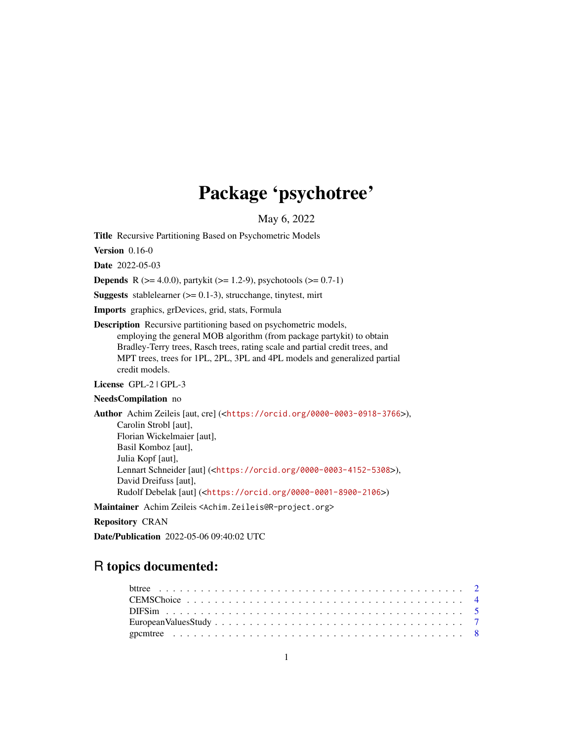# Package 'psychotree'

May 6, 2022

**Title** Recursive Partitioning Based on Psychometric Models

**Version** 0.16-0

**Date** 2022-05-03

**Depends** R (>= 4.0.0), partykit (>= 1.2-9), psychotools (>= 0.7-1)

**Suggests** stablelearner (>= 0.1-3), strucchange, tinytest, mirt

**Imports** graphics, grDevices, grid, stats, Formula

**Description** Recursive partitioning based on psychometric models, employing the general MOB algorithm (from package partykit) to obtain Bradley-Terry trees, Rasch trees, rating scale and partial credit trees, and MPT trees, trees for 1PL, 2PL, 3PL and 4PL models and generalized partial credit models.

**License** GPL-2 | GPL-3

**NeedsCompilation** no

**Author** Achim Zeileis [aut, cre] (<https://orcid.org/0000-0003-0918-3766>), Carolin Strobl [aut], Florian Wickelmaier [aut], Basil Komboz [aut], Julia Kopf [aut], Lennart Schneider [aut] (<https://orcid.org/0000-0003-4152-5308>), David Dreifuss [aut], Rudolf Debelak [aut] (<https://orcid.org/0000-0001-8900-2106>)

**Maintainer** Achim Zeileis <Achim.Zeileis@R-project.org>

**Repository** CRAN

**Date/Publication** 2022-05-06 09:40:02 UTC

## R topics documented:

- bttree . . . . . . . . . . . . . . . . . . . . . . . . . . . . . . . . . . . . . . . . . . . 2
- CEMSChoice . . . . . . . . . . . . . . . . . . . . . . . . . . . . . . . . . . . . . . . . 4
- DIFSim . . . . . . . . . . . . . . . . . . . . . . . . . . . . . . . . . . . . . . . . . . . 5
- EuropeanValuesStudy . . . . . . . . . . . . . . . . . . . . . . . . . . . . . . . . . . . 7
- gpcmtree . . . . . . . . . . . . . . . . . . . . . . . . . . . . . . . . . . . . . . . . . . 8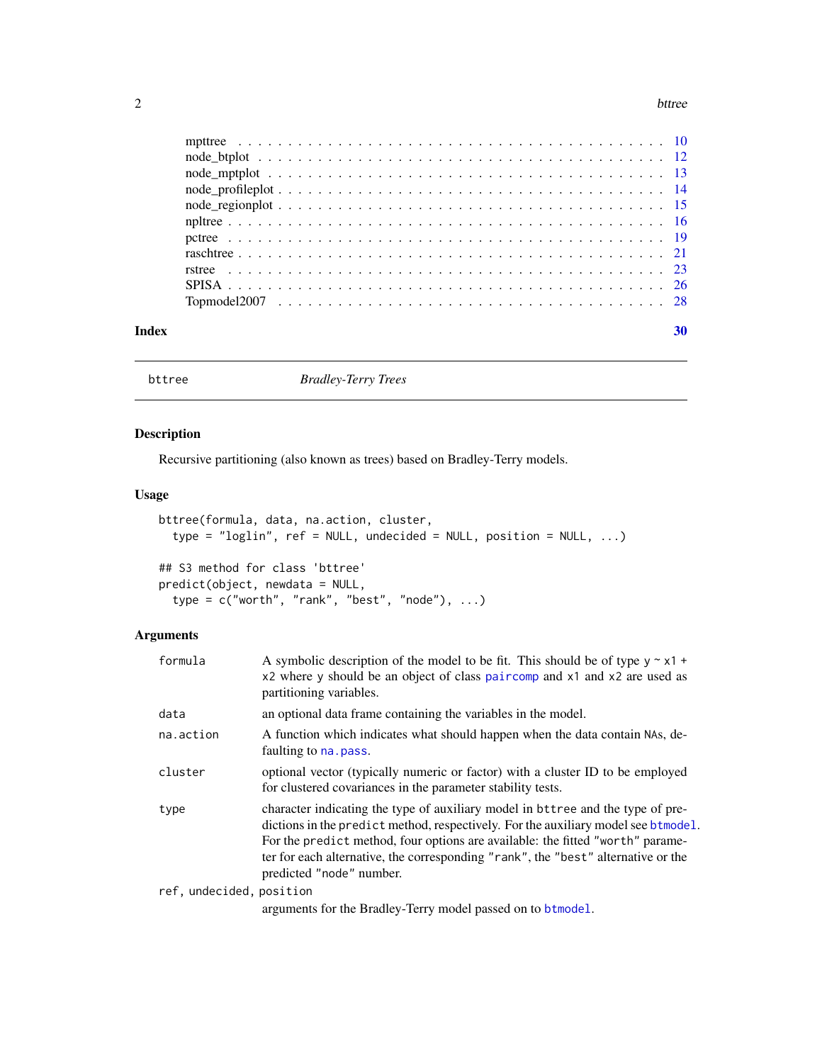| | |
|---|---|
| mpttree | 10 |
| node_btplot | 12 |
| node_mptplot | 13 |
| node_profileplot | 14 |
| node_regionplot | 15 |
| npltree | 16 |
| pctree | 19 |
| raschtree | 21 |
| rstree | 23 |
| SPISA | 26 |
| Topmodel2007 | 28 |

**Index** **30**

---

`bttree` *Bradley-Terry Trees*

---

## Description

Recursive partitioning (also known as trees) based on Bradley-Terry models.

## Usage

```
bttree(formula, data, na.action, cluster,
  type = "loglin", ref = NULL, undecided = NULL, position = NULL, ...)

## S3 method for class 'bttree'
predict(object, newdata = NULL,
  type = c("worth", "rank", "best", "node"), ...)
```

## Arguments

| | |
|---|---|
| `formula` | A symbolic description of the model to be fit. This should be of type `y ~ x1 + x2` where `y` should be an object of class `paircomp` and `x1` and `x2` are used as partitioning variables. |
| `data` | an optional data frame containing the variables in the model. |
| `na.action` | A function which indicates what should happen when the data contain `NA`s, defaulting to `na.pass`. |
| `cluster` | optional vector (typically numeric or factor) with a cluster ID to be employed for clustered covariances in the parameter stability tests. |
| `type` | character indicating the type of auxiliary model in `bttree` and the type of predictions in the `predict` method, respectively. For the auxiliary model see `btmodel`. For the `predict` method, four options are available: the fitted `"worth"` parameter for each alternative, the corresponding `"rank"`, the `"best"` alternative or the predicted `"node"` number. |
| `ref, undecided, position` | arguments for the Bradley-Terry model passed on to `btmodel`. |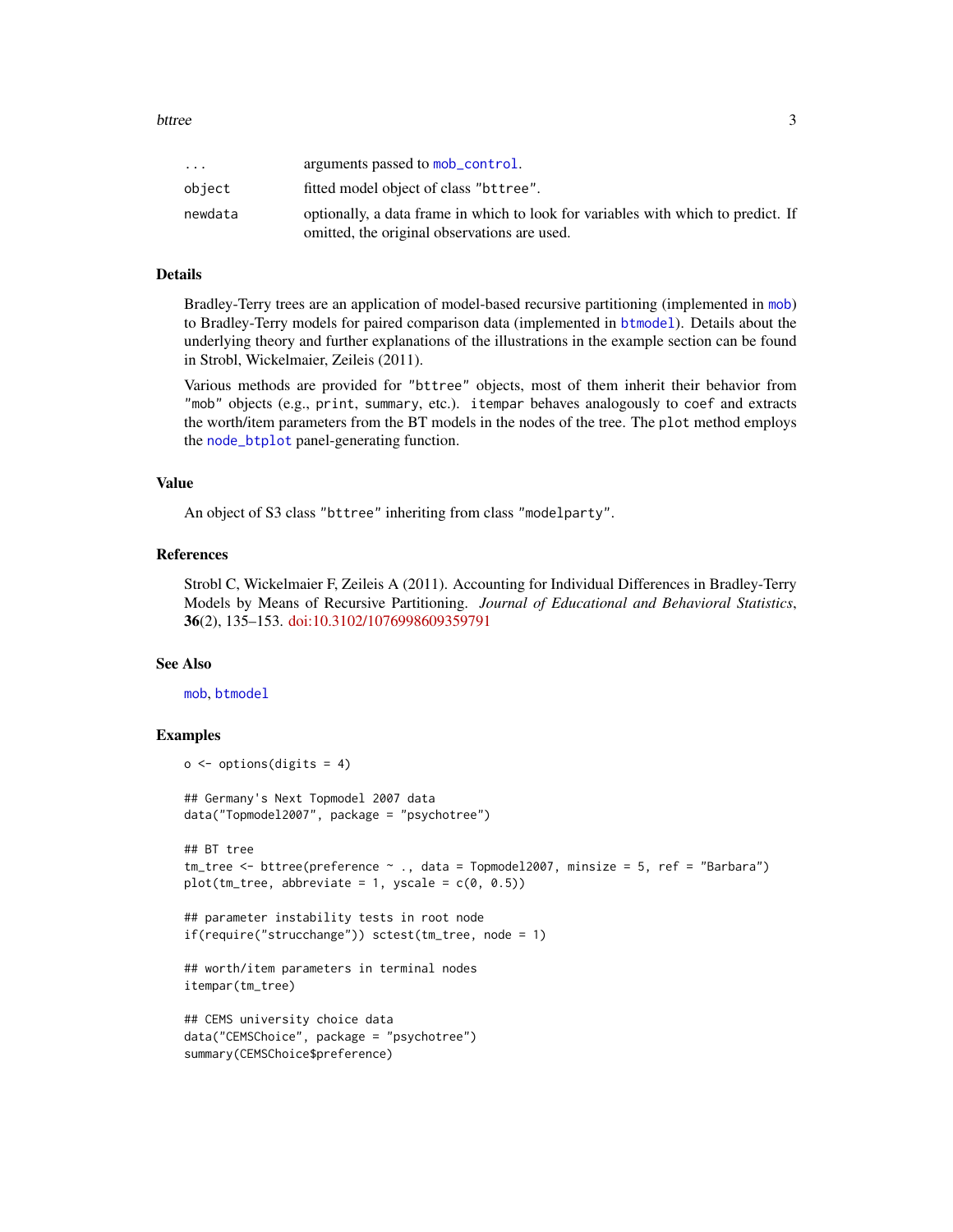| | |
|---|---|
| `...` | arguments passed to `mob_control`. |
| `object` | fitted model object of class "bttree". |
| `newdata` | optionally, a data frame in which to look for variables with which to predict. If omitted, the original observations are used. |

## Details

Bradley-Terry trees are an application of model-based recursive partitioning (implemented in `mob`) to Bradley-Terry models for paired comparison data (implemented in `btmodel`). Details about the underlying theory and further explanations of the illustrations in the example section can be found in Strobl, Wickelmaier, Zeileis (2011).

Various methods are provided for "bttree" objects, most of them inherit their behavior from "mob" objects (e.g., `print`, `summary`, etc.). `itempar` behaves analogously to `coef` and extracts the worth/item parameters from the BT models in the nodes of the tree. The `plot` method employs the `node_btplot` panel-generating function.

## Value

An object of S3 class "bttree" inheriting from class "modelparty".

## References

Strobl C, Wickelmaier F, Zeileis A (2011). Accounting for Individual Differences in Bradley-Terry Models by Means of Recursive Partitioning. *Journal of Educational and Behavioral Statistics*, **36**(2), 135–153. doi:10.3102/1076998609359791

## See Also

`mob`, `btmodel`

## Examples

```
o <- options(digits = 4)

## Germany's Next Topmodel 2007 data
data("Topmodel2007", package = "psychotree")

## BT tree
tm_tree <- bttree(preference ~ ., data = Topmodel2007, minsize = 5, ref = "Barbara")
plot(tm_tree, abbreviate = 1, yscale = c(0, 0.5))

## parameter instability tests in root node
if(require("strucchange")) sctest(tm_tree, node = 1)

## worth/item parameters in terminal nodes
itempar(tm_tree)

## CEMS university choice data
data("CEMSChoice", package = "psychotree")
summary(CEMSChoice$preference)
```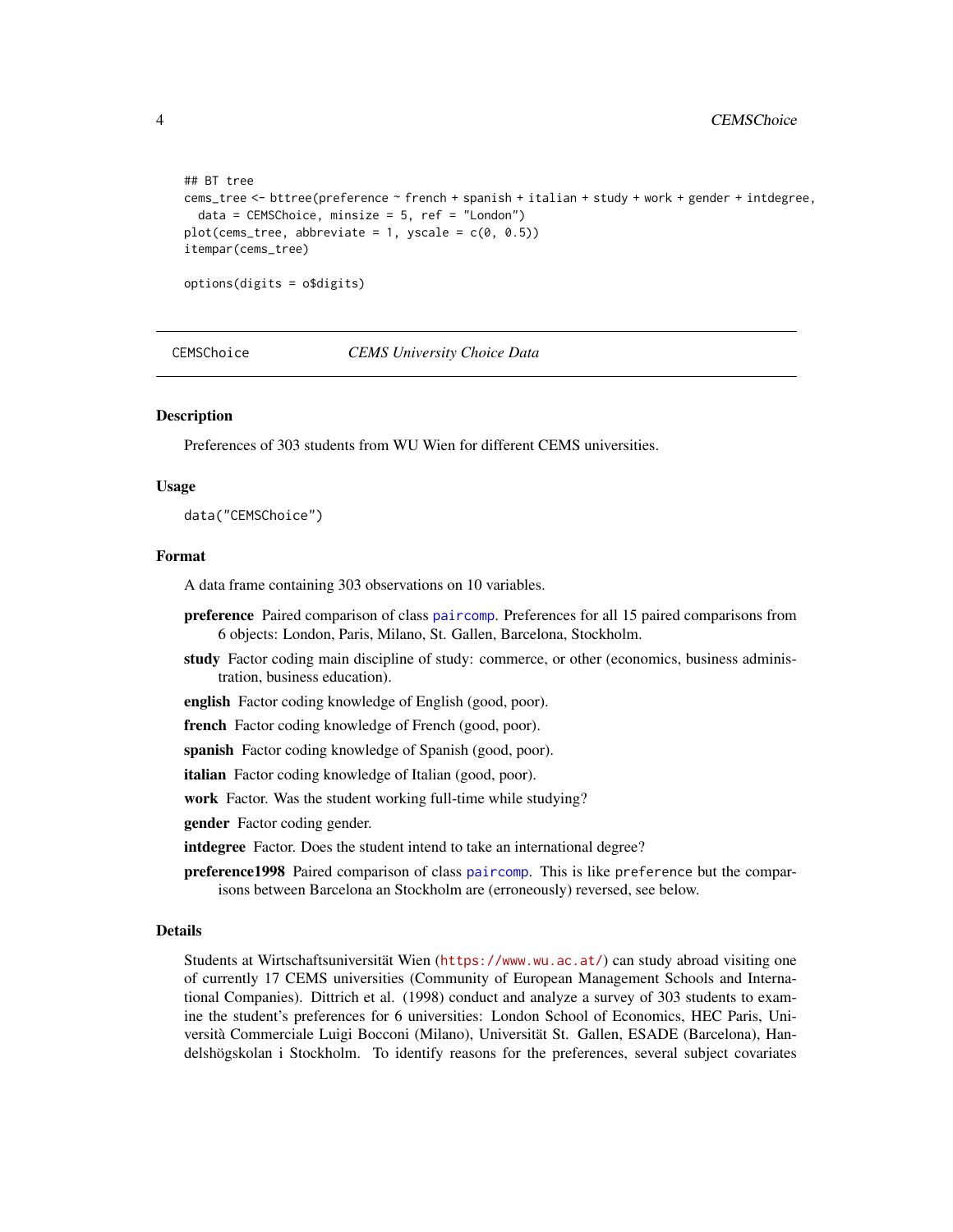```
## BT tree
cems_tree <- bttree(preference ~ french + spanish + italian + study + work + gender + intdegree,
  data = CEMSChoice, minsize = 5, ref = "London")
plot(cems_tree, abbreviate = 1, yscale = c(0, 0.5))
itempar(cems_tree)

options(digits = o$digits)
```

---

CEMSChoice *CEMS University Choice Data*

---

### Description

Preferences of 303 students from WU Wien for different CEMS universities.

### Usage

```
data("CEMSChoice")
```

### Format

A data frame containing 303 observations on 10 variables.

**preference** Paired comparison of class paircomp. Preferences for all 15 paired comparisons from 6 objects: London, Paris, Milano, St. Gallen, Barcelona, Stockholm.

**study** Factor coding main discipline of study: commerce, or other (economics, business administration, business education).

**english** Factor coding knowledge of English (good, poor).

**french** Factor coding knowledge of French (good, poor).

**spanish** Factor coding knowledge of Spanish (good, poor).

**italian** Factor coding knowledge of Italian (good, poor).

**work** Factor. Was the student working full-time while studying?

**gender** Factor coding gender.

**intdegree** Factor. Does the student intend to take an international degree?

**preference1998** Paired comparison of class paircomp. This is like `preference` but the comparisons between Barcelona an Stockholm are (erroneously) reversed, see below.

### Details

Students at Wirtschaftsuniversität Wien (https://www.wu.ac.at/) can study abroad visiting one of currently 17 CEMS universities (Community of European Management Schools and International Companies). Dittrich et al. (1998) conduct and analyze a survey of 303 students to examine the student's preferences for 6 universities: London School of Economics, HEC Paris, Università Commerciale Luigi Bocconi (Milano), Universität St. Gallen, ESADE (Barcelona), Handelshögskolan i Stockholm. To identify reasons for the preferences, several subject covariates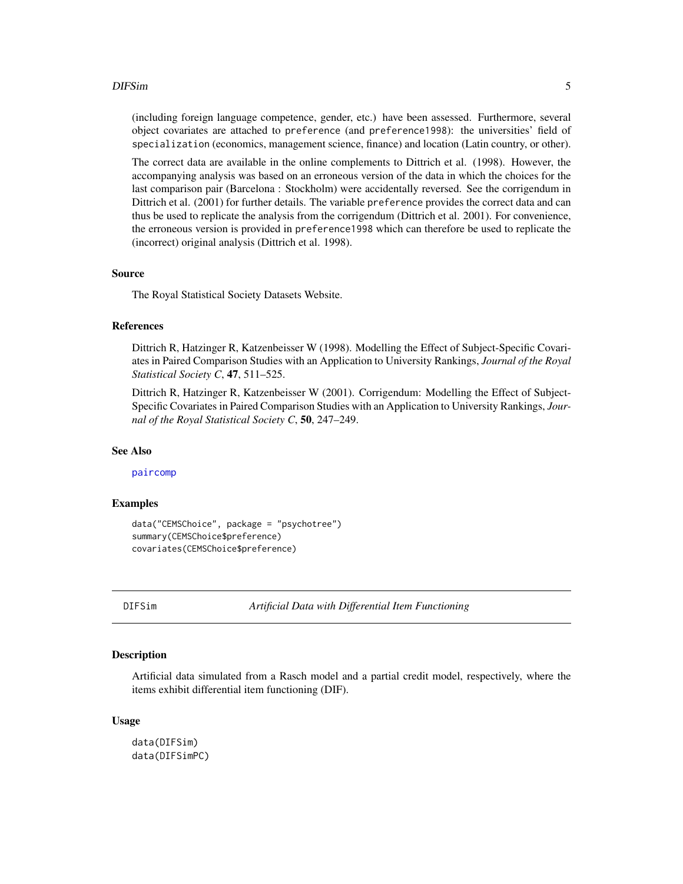(including foreign language competence, gender, etc.) have been assessed. Furthermore, several object covariates are attached to `preference` (and `preference1998`): the universities' field of `specialization` (economics, management science, finance) and location (Latin country, or other).

The correct data are available in the online complements to Dittrich et al. (1998). However, the accompanying analysis was based on an erroneous version of the data in which the choices for the last comparison pair (Barcelona : Stockholm) were accidentally reversed. See the corrigendum in Dittrich et al. (2001) for further details. The variable `preference` provides the correct data and can thus be used to replicate the analysis from the corrigendum (Dittrich et al. 2001). For convenience, the erroneous version is provided in `preference1998` which can therefore be used to replicate the (incorrect) original analysis (Dittrich et al. 1998).

### Source

The Royal Statistical Society Datasets Website.

### References

Dittrich R, Hatzinger R, Katzenbeisser W (1998). Modelling the Effect of Subject-Specific Covariates in Paired Comparison Studies with an Application to University Rankings, *Journal of the Royal Statistical Society C*, **47**, 511–525.

Dittrich R, Hatzinger R, Katzenbeisser W (2001). Corrigendum: Modelling the Effect of Subject-Specific Covariates in Paired Comparison Studies with an Application to University Rankings, *Journal of the Royal Statistical Society C*, **50**, 247–249.

### See Also

paircomp

### Examples

```
data("CEMSChoice", package = "psychotree")
summary(CEMSChoice$preference)
covariates(CEMSChoice$preference)
```

---

## DIFSim — *Artificial Data with Differential Item Functioning*

### Description

Artificial data simulated from a Rasch model and a partial credit model, respectively, where the items exhibit differential item functioning (DIF).

### Usage

```
data(DIFSim)
data(DIFSimPC)
```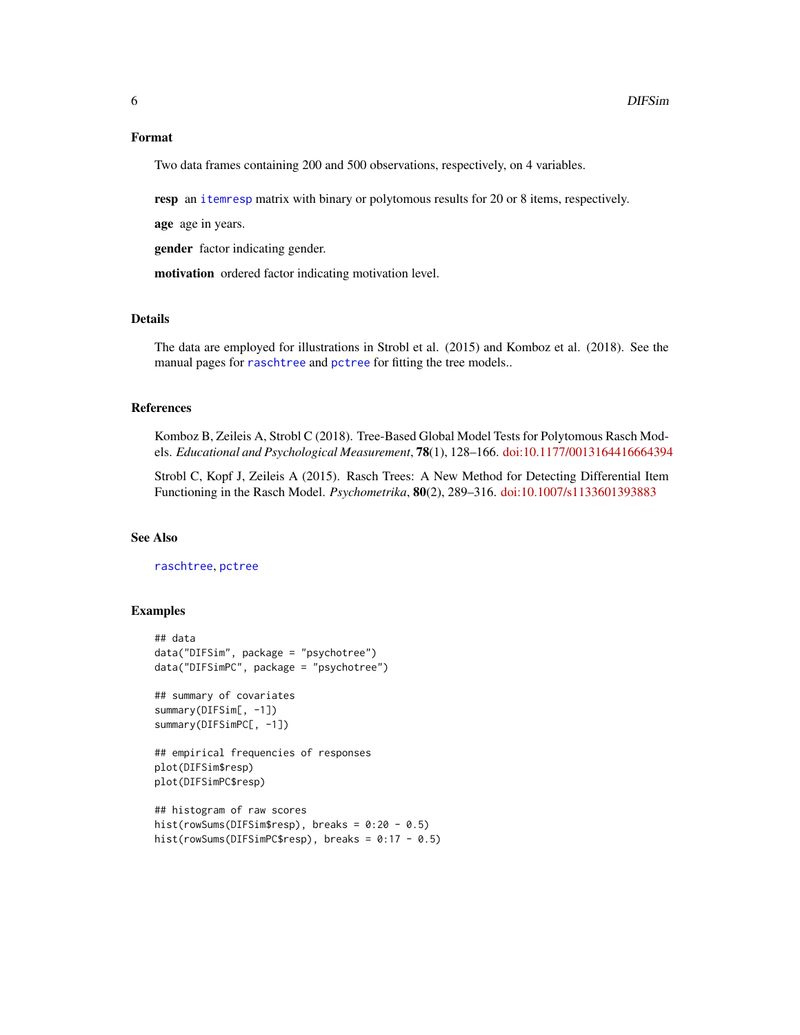## Format

Two data frames containing 200 and 500 observations, respectively, on 4 variables.

**resp** an `itemresp` matrix with binary or polytomous results for 20 or 8 items, respectively.

**age** age in years.

**gender** factor indicating gender.

**motivation** ordered factor indicating motivation level.

## Details

The data are employed for illustrations in Strobl et al. (2015) and Komboz et al. (2018). See the manual pages for `raschtree` and `pctree` for fitting the tree models..

## References

Komboz B, Zeileis A, Strobl C (2018). Tree-Based Global Model Tests for Polytomous Rasch Models. *Educational and Psychological Measurement*, **78**(1), 128–166. doi:10.1177/0013164416664394

Strobl C, Kopf J, Zeileis A (2015). Rasch Trees: A New Method for Detecting Differential Item Functioning in the Rasch Model. *Psychometrika*, **80**(2), 289–316. doi:10.1007/s1133601393883

## See Also

`raschtree`, `pctree`

## Examples

```
## data
data("DIFSim", package = "psychotree")
data("DIFSimPC", package = "psychotree")

## summary of covariates
summary(DIFSim[, -1])
summary(DIFSimPC[, -1])

## empirical frequencies of responses
plot(DIFSim$resp)
plot(DIFSimPC$resp)

## histogram of raw scores
hist(rowSums(DIFSim$resp), breaks = 0:20 - 0.5)
hist(rowSums(DIFSimPC$resp), breaks = 0:17 - 0.5)
```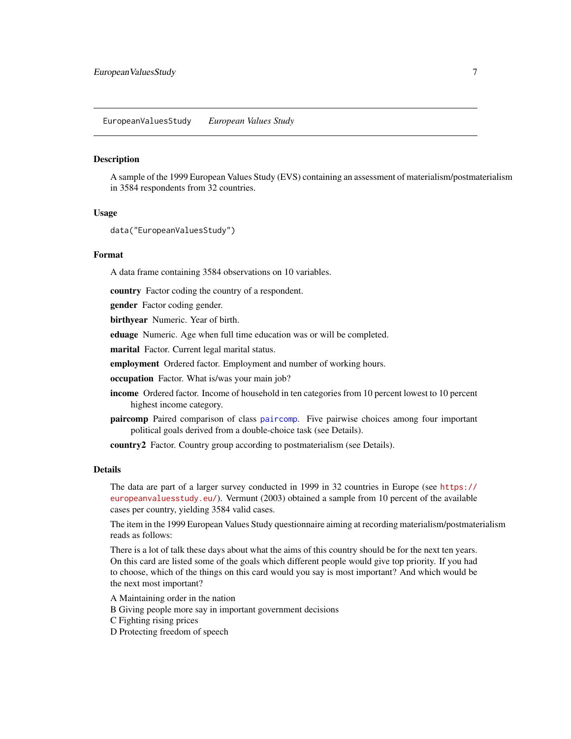EuropeanValuesStudy    *European Values Study*

### Description

A sample of the 1999 European Values Study (EVS) containing an assessment of materialism/postmaterialism in 3584 respondents from 32 countries.

### Usage

```
data("EuropeanValuesStudy")
```

### Format

A data frame containing 3584 observations on 10 variables.

**country** Factor coding the country of a respondent.

**gender** Factor coding gender.

**birthyear** Numeric. Year of birth.

**eduage** Numeric. Age when full time education was or will be completed.

**marital** Factor. Current legal marital status.

**employment** Ordered factor. Employment and number of working hours.

**occupation** Factor. What is/was your main job?

**income** Ordered factor. Income of household in ten categories from 10 percent lowest to 10 percent highest income category.

**paircomp** Paired comparison of class paircomp. Five pairwise choices among four important political goals derived from a double-choice task (see Details).

**country2** Factor. Country group according to postmaterialism (see Details).

### Details

The data are part of a larger survey conducted in 1999 in 32 countries in Europe (see https://europeanvaluesstudy.eu/). Vermunt (2003) obtained a sample from 10 percent of the available cases per country, yielding 3584 valid cases.

The item in the 1999 European Values Study questionnaire aiming at recording materialism/postmaterialism reads as follows:

There is a lot of talk these days about what the aims of this country should be for the next ten years. On this card are listed some of the goals which different people would give top priority. If you had to choose, which of the things on this card would you say is most important? And which would be the next most important?

A Maintaining order in the nation
B Giving people more say in important government decisions
C Fighting rising prices
D Protecting freedom of speech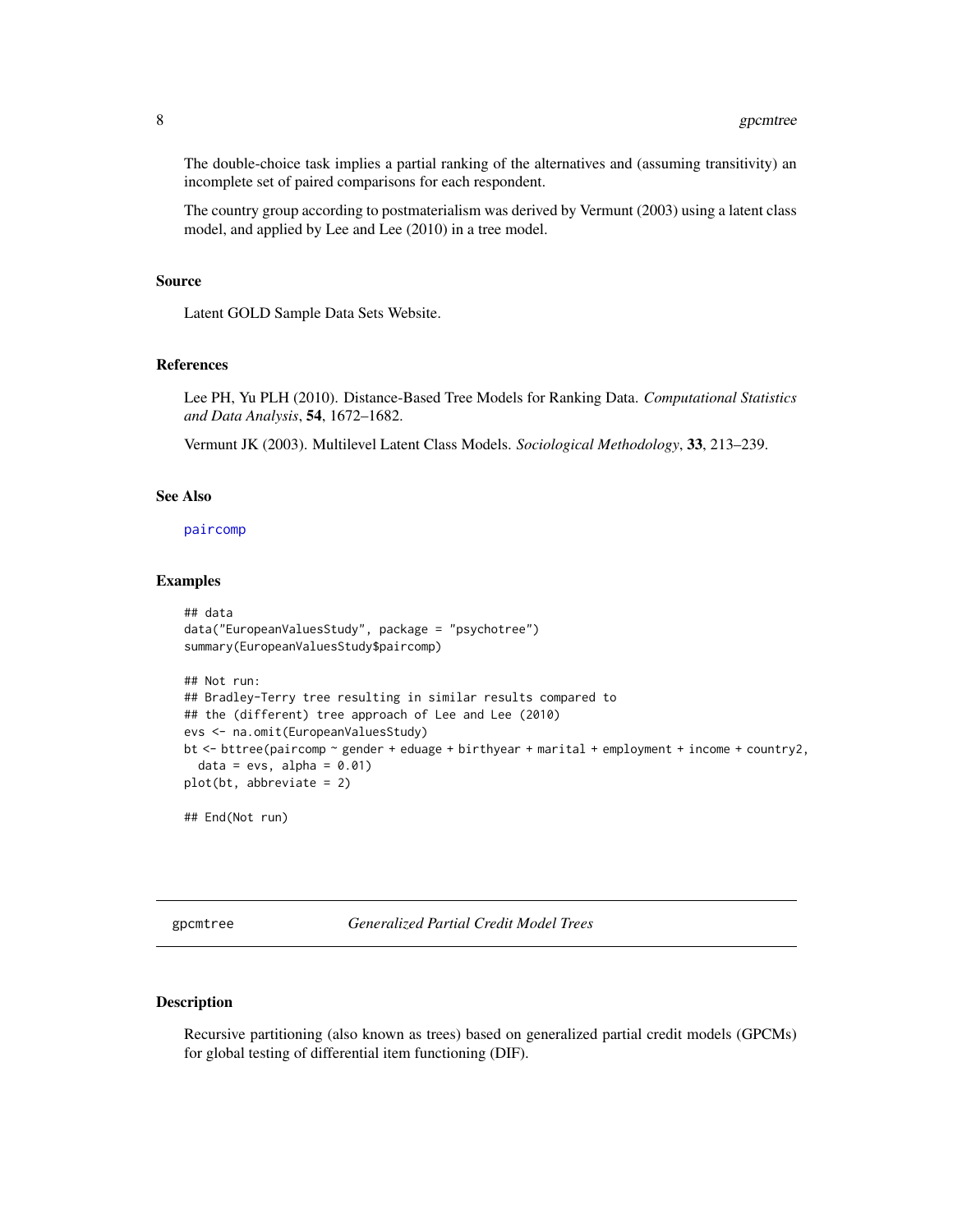The double-choice task implies a partial ranking of the alternatives and (assuming transitivity) an incomplete set of paired comparisons for each respondent.

The country group according to postmaterialism was derived by Vermunt (2003) using a latent class model, and applied by Lee and Lee (2010) in a tree model.

### Source

Latent GOLD Sample Data Sets Website.

### References

Lee PH, Yu PLH (2010). Distance-Based Tree Models for Ranking Data. *Computational Statistics and Data Analysis*, **54**, 1672–1682.

Vermunt JK (2003). Multilevel Latent Class Models. *Sociological Methodology*, **33**, 213–239.

### See Also

paircomp

### Examples

```
## data
data("EuropeanValuesStudy", package = "psychotree")
summary(EuropeanValuesStudy$paircomp)

## Not run:
## Bradley-Terry tree resulting in similar results compared to
## the (different) tree approach of Lee and Lee (2010)
evs <- na.omit(EuropeanValuesStudy)
bt <- bttree(paircomp ~ gender + eduage + birthyear + marital + employment + income + country2,
  data = evs, alpha = 0.01)
plot(bt, abbreviate = 2)

## End(Not run)
```

---

## gpcmtree — *Generalized Partial Credit Model Trees*

### Description

Recursive partitioning (also known as trees) based on generalized partial credit models (GPCMs) for global testing of differential item functioning (DIF).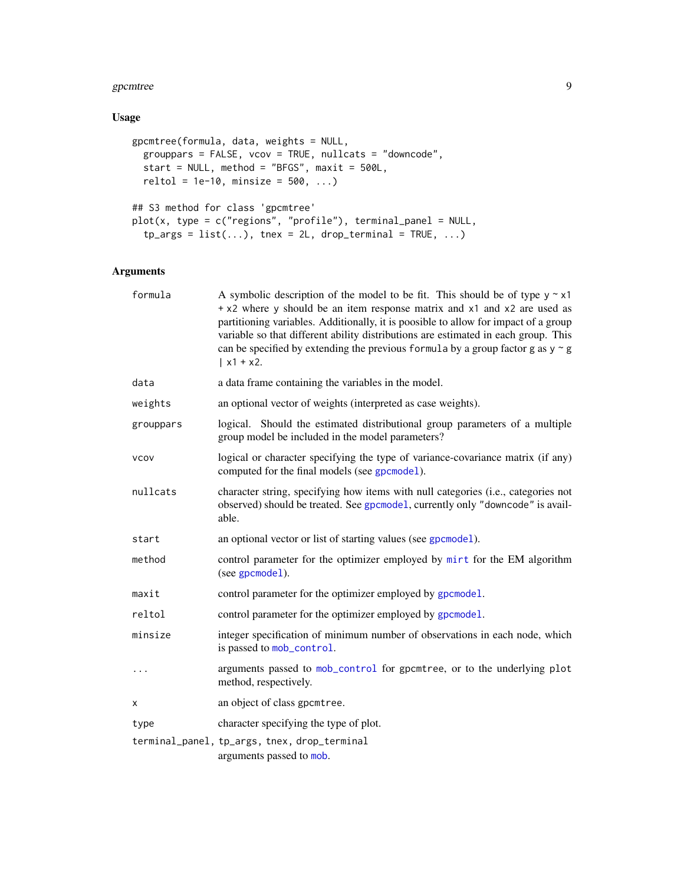## Usage

```
gpcmtree(formula, data, weights = NULL,
  grouppars = FALSE, vcov = TRUE, nullcats = "downcode",
  start = NULL, method = "BFGS", maxit = 500L,
  reltol = 1e-10, minsize = 500, ...)

## S3 method for class 'gpcmtree'
plot(x, type = c("regions", "profile"), terminal_panel = NULL,
  tp_args = list(...), tnex = 2L, drop_terminal = TRUE, ...)
```

## Arguments

| Argument | Description |
| --- | --- |
| `formula` | A symbolic description of the model to be fit. This should be of type `y ~ x1 + x2` where `y` should be an item response matrix and `x1` and `x2` are used as partitioning variables. Additionally, it is poosible to allow for impact of a group variable so that different ability distributions are estimated in each group. This can be specified by extending the previous `formula` by a group factor `g` as `y ~ g \| x1 + x2`. |
| `data` | a data frame containing the variables in the model. |
| `weights` | an optional vector of weights (interpreted as case weights). |
| `grouppars` | logical. Should the estimated distributional group parameters of a multiple group model be included in the model parameters? |
| `vcov` | logical or character specifying the type of variance-covariance matrix (if any) computed for the final models (see `gpcmodel`). |
| `nullcats` | character string, specifying how items with null categories (i.e., categories not observed) should be treated. See `gpcmodel`, currently only `"downcode"` is available. |
| `start` | an optional vector or list of starting values (see `gpcmodel`). |
| `method` | control parameter for the optimizer employed by `mirt` for the EM algorithm (see `gpcmodel`). |
| `maxit` | control parameter for the optimizer employed by `gpcmodel`. |
| `reltol` | control parameter for the optimizer employed by `gpcmodel`. |
| `minsize` | integer specification of minimum number of observations in each node, which is passed to `mob_control`. |
| `...` | arguments passed to `mob_control` for gpcmtree, or to the underlying `plot` method, respectively. |
| `x` | an object of class gpcmtree. |
| `type` | character specifying the type of plot. |
| `terminal_panel, tp_args, tnex, drop_terminal` | arguments passed to `mob`. |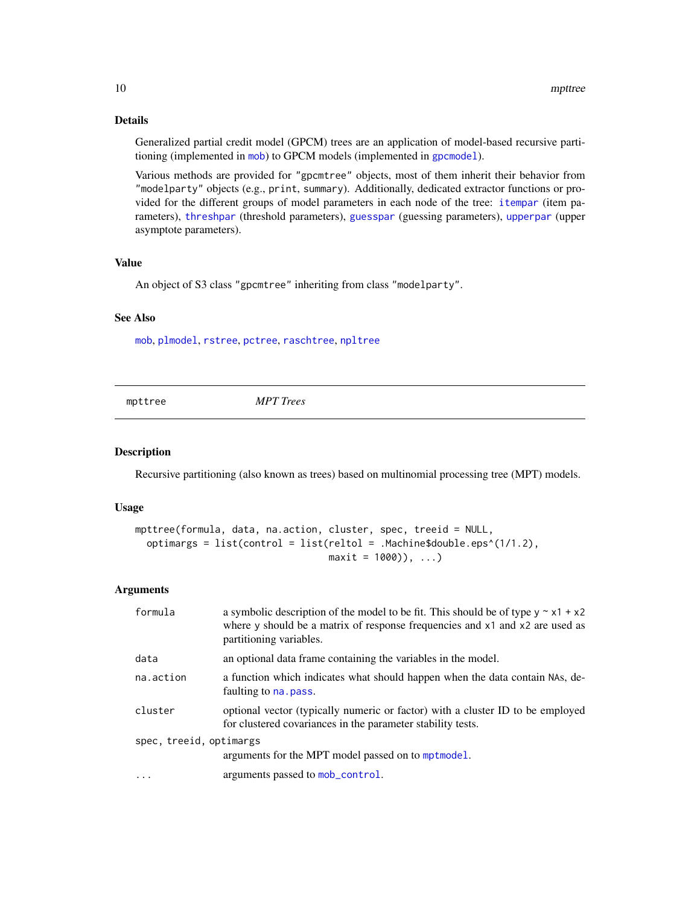## Details

Generalized partial credit model (GPCM) trees are an application of model-based recursive partitioning (implemented in mob) to GPCM models (implemented in gpcmodel).

Various methods are provided for "gpcmtree" objects, most of them inherit their behavior from "modelparty" objects (e.g., print, summary). Additionally, dedicated extractor functions or provided for the different groups of model parameters in each node of the tree: itempar (item parameters), threshpar (threshold parameters), guesspar (guessing parameters), upperpar (upper asymptote parameters).

## Value

An object of S3 class "gpcmtree" inheriting from class "modelparty".

## See Also

mob, plmodel, rstree, pctree, raschtree, npltree

---

# mpttree — *MPT Trees*

## Description

Recursive partitioning (also known as trees) based on multinomial processing tree (MPT) models.

## Usage

```
mpttree(formula, data, na.action, cluster, spec, treeid = NULL,
  optimargs = list(control = list(reltol = .Machine$double.eps^(1/1.2),
                                  maxit = 1000)), ...)
```

## Arguments

| | |
|---|---|
| formula | a symbolic description of the model to be fit. This should be of type y ~ x1 + x2 where y should be a matrix of response frequencies and x1 and x2 are used as partitioning variables. |
| data | an optional data frame containing the variables in the model. |
| na.action | a function which indicates what should happen when the data contain NAs, defaulting to na.pass. |
| cluster | optional vector (typically numeric or factor) with a cluster ID to be employed for clustered covariances in the parameter stability tests. |
| spec, treeid, optimargs | arguments for the MPT model passed on to mptmodel. |
| ... | arguments passed to mob_control. |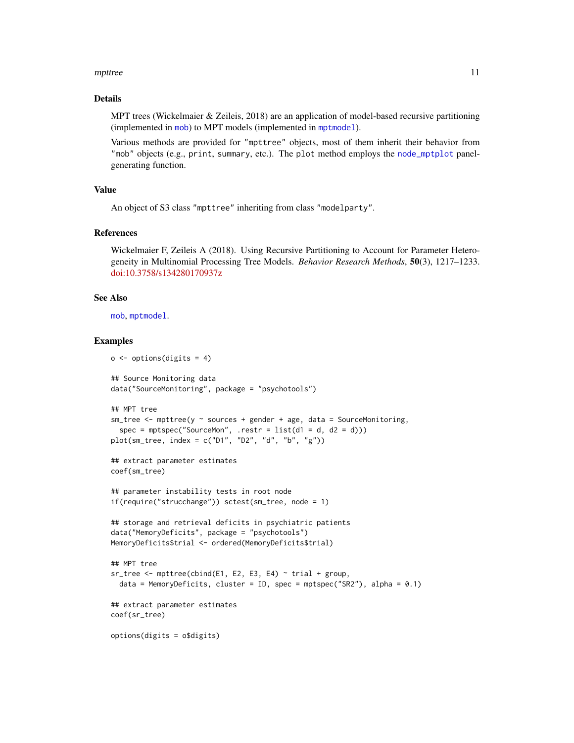## Details

MPT trees (Wickelmaier & Zeileis, 2018) are an application of model-based recursive partitioning (implemented in `mob`) to MPT models (implemented in `mptmodel`).

Various methods are provided for `"mpttree"` objects, most of them inherit their behavior from `"mob"` objects (e.g., `print`, `summary`, etc.). The `plot` method employs the `node_mptplot` panel-generating function.

## Value

An object of S3 class `"mpttree"` inheriting from class `"modelparty"`.

## References

Wickelmaier F, Zeileis A (2018). Using Recursive Partitioning to Account for Parameter Heterogeneity in Multinomial Processing Tree Models. *Behavior Research Methods*, **50**(3), 1217–1233. doi:10.3758/s134280170937z

## See Also

`mob`, `mptmodel`.

## Examples

```
o <- options(digits = 4)

## Source Monitoring data
data("SourceMonitoring", package = "psychotools")

## MPT tree
sm_tree <- mpttree(y ~ sources + gender + age, data = SourceMonitoring,
  spec = mptspec("SourceMon", .restr = list(d1 = d, d2 = d)))
plot(sm_tree, index = c("D1", "D2", "d", "b", "g"))

## extract parameter estimates
coef(sm_tree)

## parameter instability tests in root node
if(require("strucchange")) sctest(sm_tree, node = 1)

## storage and retrieval deficits in psychiatric patients
data("MemoryDeficits", package = "psychotools")
MemoryDeficits$trial <- ordered(MemoryDeficits$trial)

## MPT tree
sr_tree <- mpttree(cbind(E1, E2, E3, E4) ~ trial + group,
  data = MemoryDeficits, cluster = ID, spec = mptspec("SR2"), alpha = 0.1)

## extract parameter estimates
coef(sr_tree)

options(digits = o$digits)
```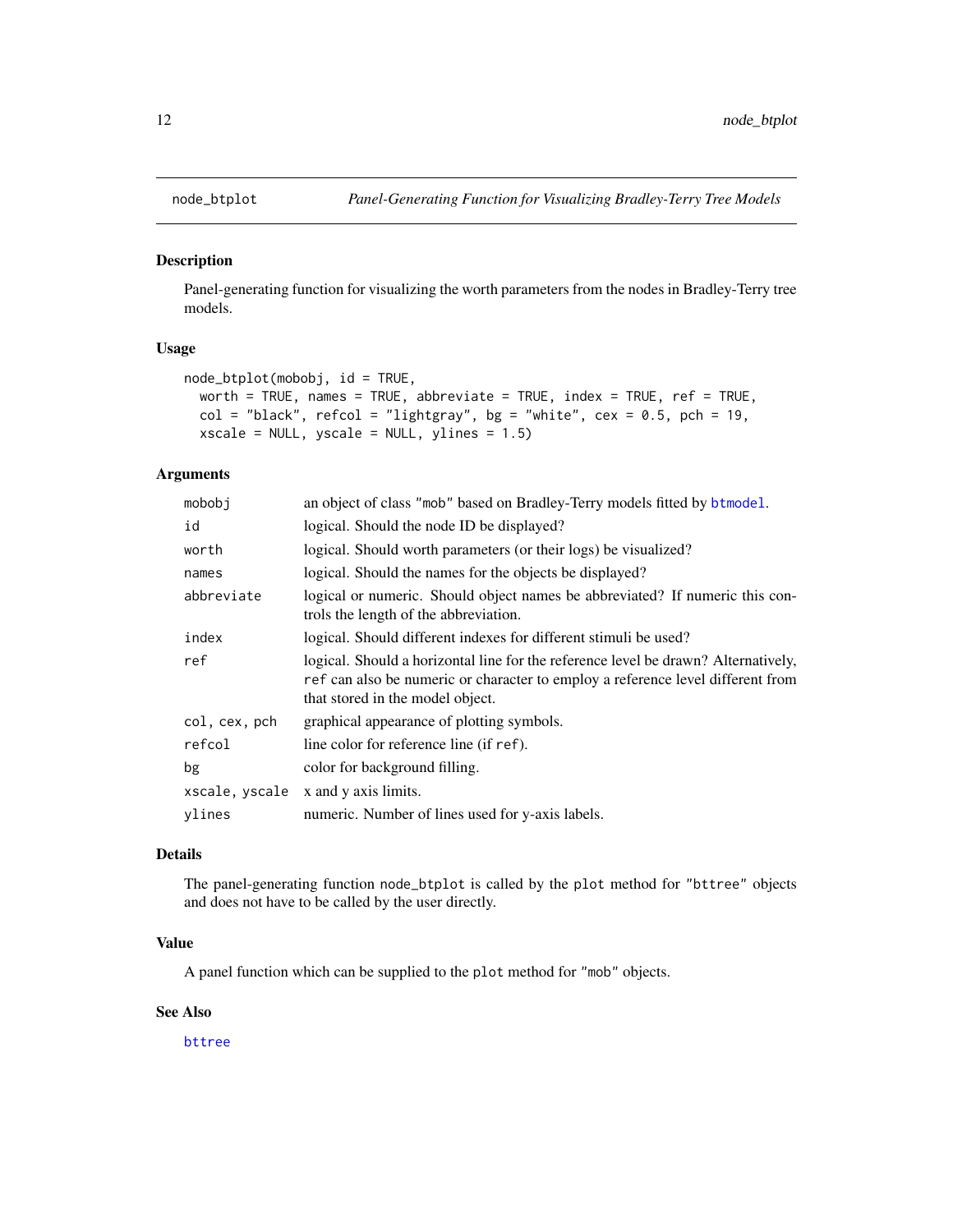# node_btplot — *Panel-Generating Function for Visualizing Bradley-Terry Tree Models*

## Description

Panel-generating function for visualizing the worth parameters from the nodes in Bradley-Terry tree models.

## Usage

```
node_btplot(mobobj, id = TRUE,
  worth = TRUE, names = TRUE, abbreviate = TRUE, index = TRUE, ref = TRUE,
  col = "black", refcol = "lightgray", bg = "white", cex = 0.5, pch = 19,
  xscale = NULL, yscale = NULL, ylines = 1.5)
```

## Arguments

| Argument | Description |
|---|---|
| `mobobj` | an object of class `"mob"` based on Bradley-Terry models fitted by `btmodel`. |
| `id` | logical. Should the node ID be displayed? |
| `worth` | logical. Should worth parameters (or their logs) be visualized? |
| `names` | logical. Should the names for the objects be displayed? |
| `abbreviate` | logical or numeric. Should object names be abbreviated? If numeric this controls the length of the abbreviation. |
| `index` | logical. Should different indexes for different stimuli be used? |
| `ref` | logical. Should a horizontal line for the reference level be drawn? Alternatively, `ref` can also be numeric or character to employ a reference level different from that stored in the model object. |
| `col, cex, pch` | graphical appearance of plotting symbols. |
| `refcol` | line color for reference line (if `ref`). |
| `bg` | color for background filling. |
| `xscale, yscale` | x and y axis limits. |
| `ylines` | numeric. Number of lines used for y-axis labels. |

## Details

The panel-generating function `node_btplot` is called by the `plot` method for `"bttree"` objects and does not have to be called by the user directly.

## Value

A panel function which can be supplied to the `plot` method for `"mob"` objects.

## See Also

`bttree`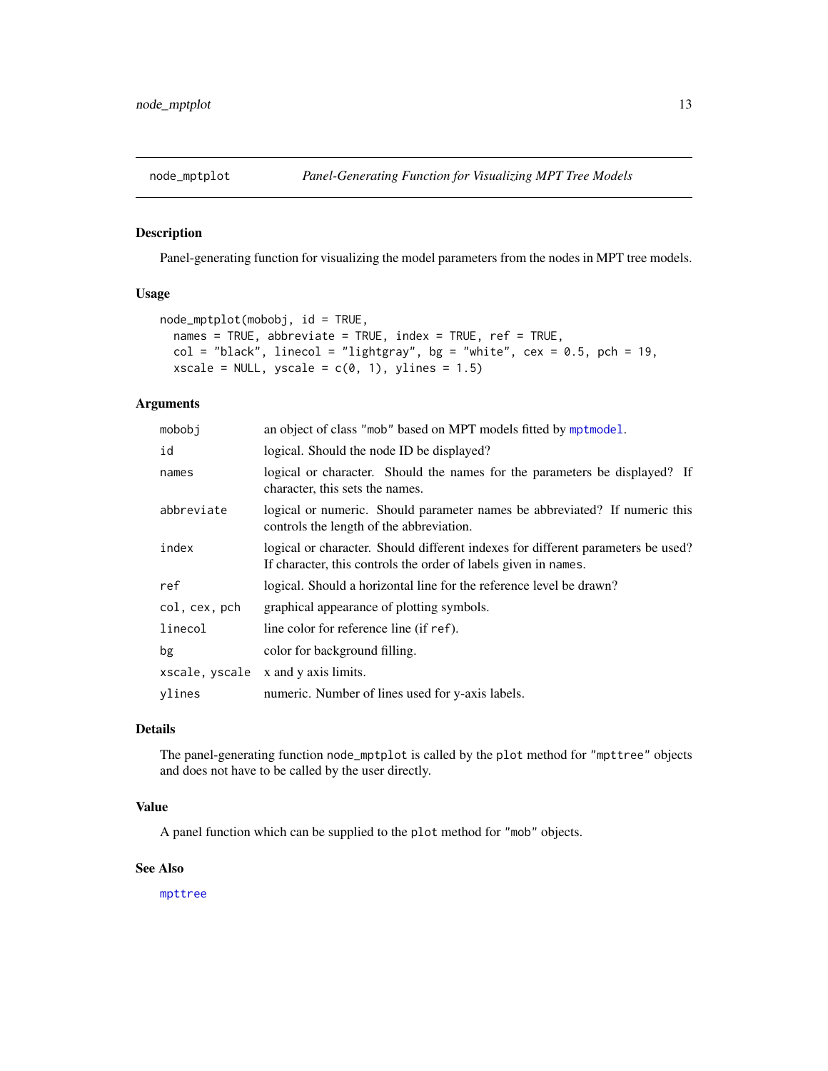## node_mptplot — *Panel-Generating Function for Visualizing MPT Tree Models*

### Description

Panel-generating function for visualizing the model parameters from the nodes in MPT tree models.

### Usage

```
node_mptplot(mobobj, id = TRUE,
  names = TRUE, abbreviate = TRUE, index = TRUE, ref = TRUE,
  col = "black", linecol = "lightgray", bg = "white", cex = 0.5, pch = 19,
  xscale = NULL, yscale = c(0, 1), ylines = 1.5)
```

### Arguments

| | |
|---|---|
| `mobobj` | an object of class `"mob"` based on MPT models fitted by `mptmodel`. |
| `id` | logical. Should the node ID be displayed? |
| `names` | logical or character. Should the names for the parameters be displayed? If character, this sets the names. |
| `abbreviate` | logical or numeric. Should parameter names be abbreviated? If numeric this controls the length of the abbreviation. |
| `index` | logical or character. Should different indexes for different parameters be used? If character, this controls the order of labels given in `names`. |
| `ref` | logical. Should a horizontal line for the reference level be drawn? |
| `col, cex, pch` | graphical appearance of plotting symbols. |
| `linecol` | line color for reference line (if `ref`). |
| `bg` | color for background filling. |
| `xscale, yscale` | x and y axis limits. |
| `ylines` | numeric. Number of lines used for y-axis labels. |

### Details

The panel-generating function `node_mptplot` is called by the `plot` method for `"mpttree"` objects and does not have to be called by the user directly.

### Value

A panel function which can be supplied to the `plot` method for `"mob"` objects.

### See Also

`mpttree`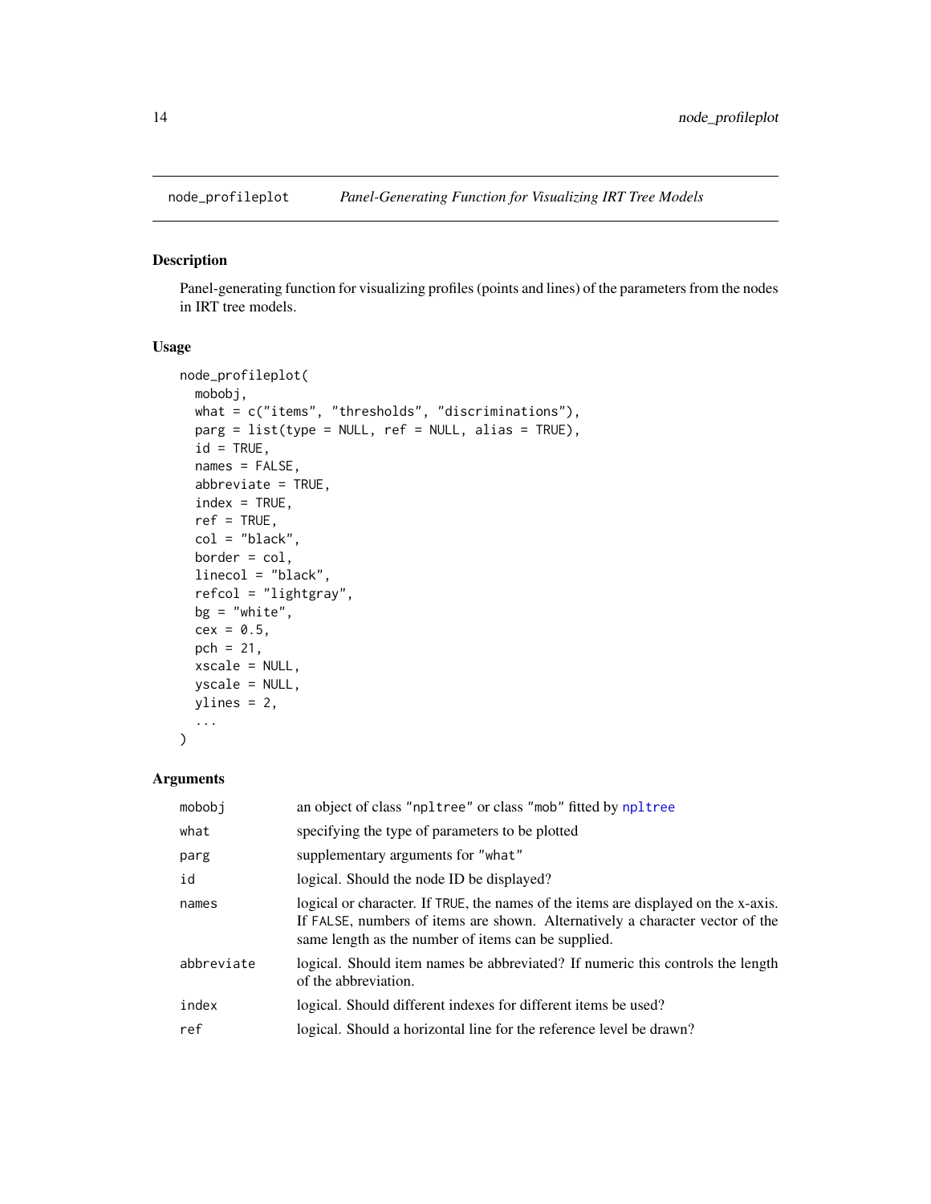node_profileplot — *Panel-Generating Function for Visualizing IRT Tree Models*

## Description

Panel-generating function for visualizing profiles (points and lines) of the parameters from the nodes in IRT tree models.

## Usage

```
node_profileplot(
  mobobj,
  what = c("items", "thresholds", "discriminations"),
  parg = list(type = NULL, ref = NULL, alias = TRUE),
  id = TRUE,
  names = FALSE,
  abbreviate = TRUE,
  index = TRUE,
  ref = TRUE,
  col = "black",
  border = col,
  linecol = "black",
  refcol = "lightgray",
  bg = "white",
  cex = 0.5,
  pch = 21,
  xscale = NULL,
  yscale = NULL,
  ylines = 2,
  ...
)
```

## Arguments

| | |
|---|---|
| `mobobj` | an object of class `"npltree"` or class `"mob"` fitted by `npltree` |
| `what` | specifying the type of parameters to be plotted |
| `parg` | supplementary arguments for `"what"` |
| `id` | logical. Should the node ID be displayed? |
| `names` | logical or character. If `TRUE`, the names of the items are displayed on the x-axis. If `FALSE`, numbers of items are shown. Alternatively a character vector of the same length as the number of items can be supplied. |
| `abbreviate` | logical. Should item names be abbreviated? If numeric this controls the length of the abbreviation. |
| `index` | logical. Should different indexes for different items be used? |
| `ref` | logical. Should a horizontal line for the reference level be drawn? |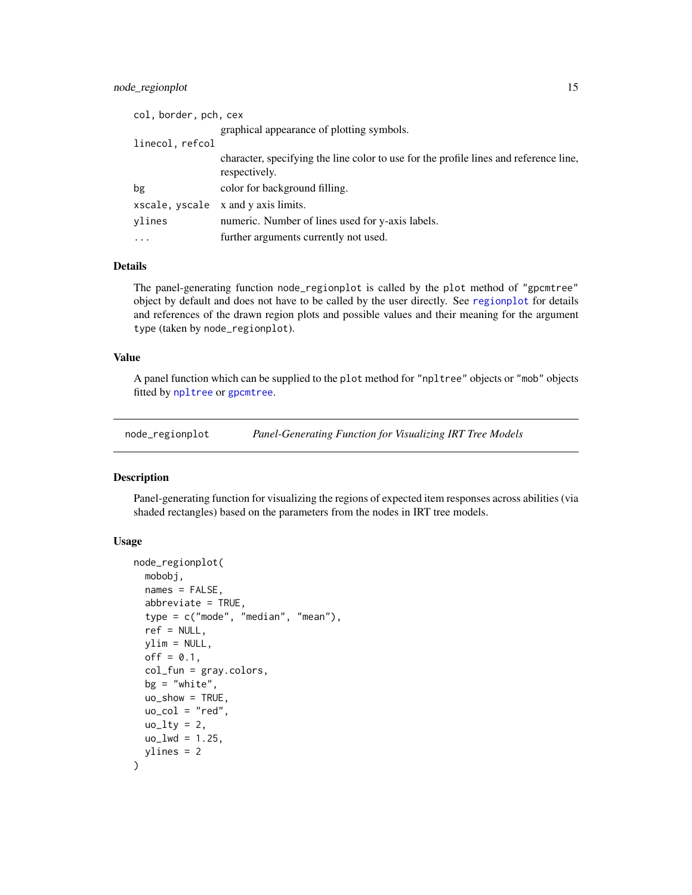`col, border, pch, cex`
: graphical appearance of plotting symbols.

`linecol, refcol`
: character, specifying the line color to use for the profile lines and reference line, respectively.

`bg`
: color for background filling.

`xscale, yscale`
: x and y axis limits.

`ylines`
: numeric. Number of lines used for y-axis labels.

`...`
: further arguments currently not used.

### Details

The panel-generating function `node_regionplot` is called by the `plot` method of `"gpcmtree"` object by default and does not have to be called by the user directly. See `regionplot` for details and references of the drawn region plots and possible values and their meaning for the argument `type` (taken by `node_regionplot`).

### Value

A panel function which can be supplied to the `plot` method for `"npltree"` objects or `"mob"` objects fitted by `npltree` or `gpcmtree`.

---

## node_regionplot — *Panel-Generating Function for Visualizing IRT Tree Models*

---

### Description

Panel-generating function for visualizing the regions of expected item responses across abilities (via shaded rectangles) based on the parameters from the nodes in IRT tree models.

### Usage

```
node_regionplot(
  mobobj,
  names = FALSE,
  abbreviate = TRUE,
  type = c("mode", "median", "mean"),
  ref = NULL,
  ylim = NULL,
  off = 0.1,
  col_fun = gray.colors,
  bg = "white",
  uo_show = TRUE,
  uo_col = "red",
  uo_lty = 2,
  uo_lwd = 1.25,
  ylines = 2
)
```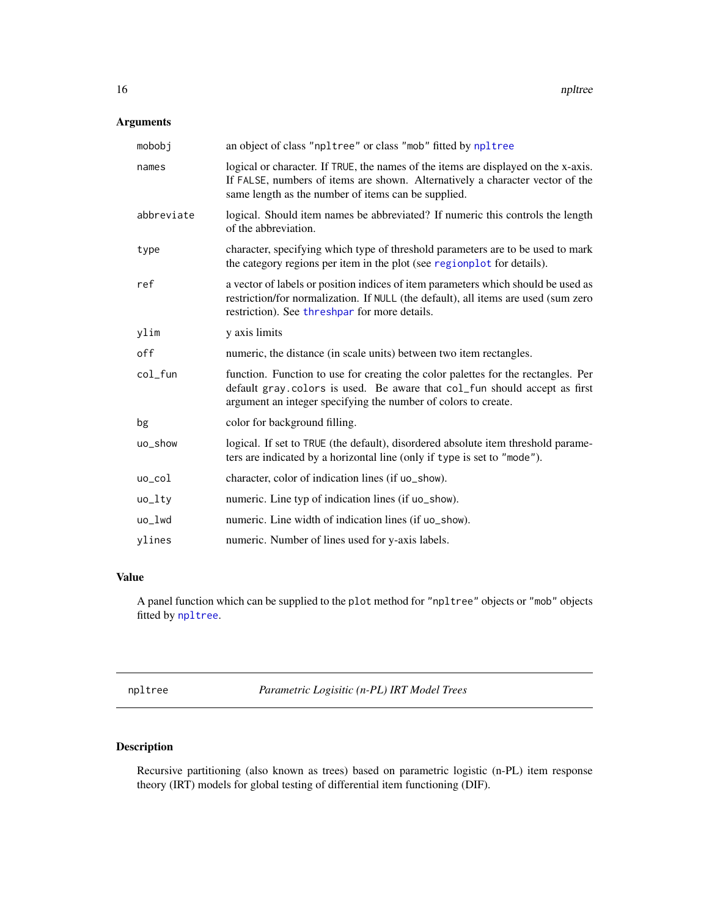## Arguments

| | |
|---|---|
| `mobobj` | an object of class `"npltree"` or class `"mob"` fitted by `npltree` |
| `names` | logical or character. If `TRUE`, the names of the items are displayed on the x-axis. If `FALSE`, numbers of items are shown. Alternatively a character vector of the same length as the number of items can be supplied. |
| `abbreviate` | logical. Should item names be abbreviated? If numeric this controls the length of the abbreviation. |
| `type` | character, specifying which type of threshold parameters are to be used to mark the category regions per item in the plot (see `regionplot` for details). |
| `ref` | a vector of labels or position indices of item parameters which should be used as restriction/for normalization. If `NULL` (the default), all items are used (sum zero restriction). See `threshpar` for more details. |
| `ylim` | y axis limits |
| `off` | numeric, the distance (in scale units) between two item rectangles. |
| `col_fun` | function. Function to use for creating the color palettes for the rectangles. Per default `gray.colors` is used. Be aware that `col_fun` should accept as first argument an integer specifying the number of colors to create. |
| `bg` | color for background filling. |
| `uo_show` | logical. If set to `TRUE` (the default), disordered absolute item threshold parameters are indicated by a horizontal line (only if `type` is set to `"mode"`). |
| `uo_col` | character, color of indication lines (if `uo_show`). |
| `uo_lty` | numeric. Line typ of indication lines (if `uo_show`). |
| `uo_lwd` | numeric. Line width of indication lines (if `uo_show`). |
| `ylines` | numeric. Number of lines used for y-axis labels. |

## Value

A panel function which can be supplied to the `plot` method for `"npltree"` objects or `"mob"` objects fitted by `npltree`.

---

`npltree` *Parametric Logisitic (n-PL) IRT Model Trees*

---

## Description

Recursive partitioning (also known as trees) based on parametric logistic (n-PL) item response theory (IRT) models for global testing of differential item functioning (DIF).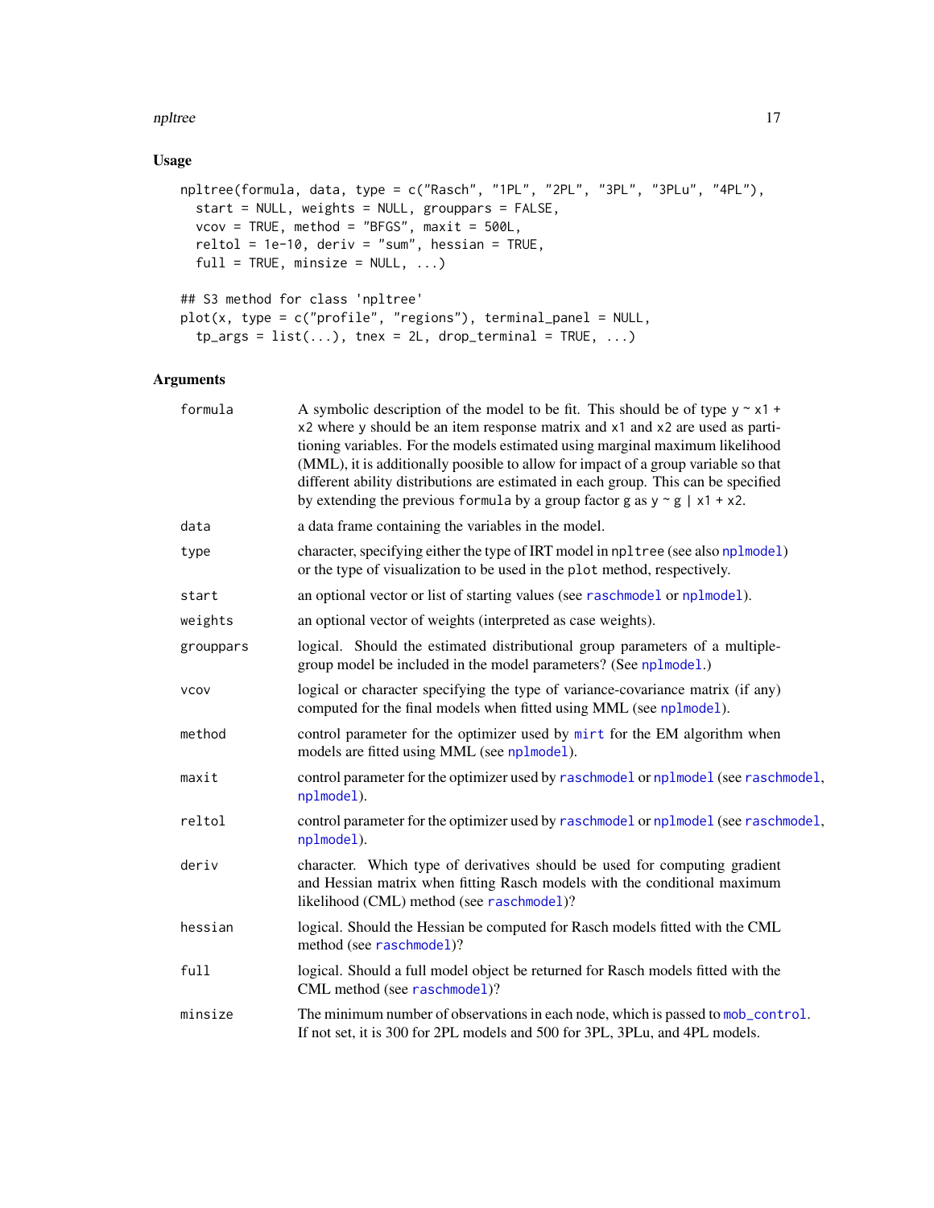## Usage

```
npltree(formula, data, type = c("Rasch", "1PL", "2PL", "3PL", "3PLu", "4PL"),
  start = NULL, weights = NULL, grouppars = FALSE,
  vcov = TRUE, method = "BFGS", maxit = 500L,
  reltol = 1e-10, deriv = "sum", hessian = TRUE,
  full = TRUE, minsize = NULL, ...)

## S3 method for class 'npltree'
plot(x, type = c("profile", "regions"), terminal_panel = NULL,
  tp_args = list(...), tnex = 2L, drop_terminal = TRUE, ...)
```

## Arguments

| | |
|---|---|
| `formula` | A symbolic description of the model to be fit. This should be of type `y ~ x1 + x2` where `y` should be an item response matrix and `x1` and `x2` are used as partitioning variables. For the models estimated using marginal maximum likelihood (MML), it is additionally poossible to allow for impact of a group variable so that different ability distributions are estimated in each group. This can be specified by extending the previous `formula` by a group factor `g` as `y ~ g \| x1 + x2`. |
| `data` | a data frame containing the variables in the model. |
| `type` | character, specifying either the type of IRT model in `npltree` (see also `nplmodel`) or the type of visualization to be used in the `plot` method, respectively. |
| `start` | an optional vector or list of starting values (see `raschmodel` or `nplmodel`). |
| `weights` | an optional vector of weights (interpreted as case weights). |
| `grouppars` | logical. Should the estimated distributional group parameters of a multiple-group model be included in the model parameters? (See `nplmodel`.) |
| `vcov` | logical or character specifying the type of variance-covariance matrix (if any) computed for the final models when fitted using MML (see `nplmodel`). |
| `method` | control parameter for the optimizer used by `mirt` for the EM algorithm when models are fitted using MML (see `nplmodel`). |
| `maxit` | control parameter for the optimizer used by `raschmodel` or `nplmodel` (see `raschmodel`, `nplmodel`). |
| `reltol` | control parameter for the optimizer used by `raschmodel` or `nplmodel` (see `raschmodel`, `nplmodel`). |
| `deriv` | character. Which type of derivatives should be used for computing gradient and Hessian matrix when fitting Rasch models with the conditional maximum likelihood (CML) method (see `raschmodel`)? |
| `hessian` | logical. Should the Hessian be computed for Rasch models fitted with the CML method (see `raschmodel`)? |
| `full` | logical. Should a full model object be returned for Rasch models fitted with the CML method (see `raschmodel`)? |
| `minsize` | The minimum number of observations in each node, which is passed to `mob_control`. If not set, it is 300 for 2PL models and 500 for 3PL, 3PLu, and 4PL models. |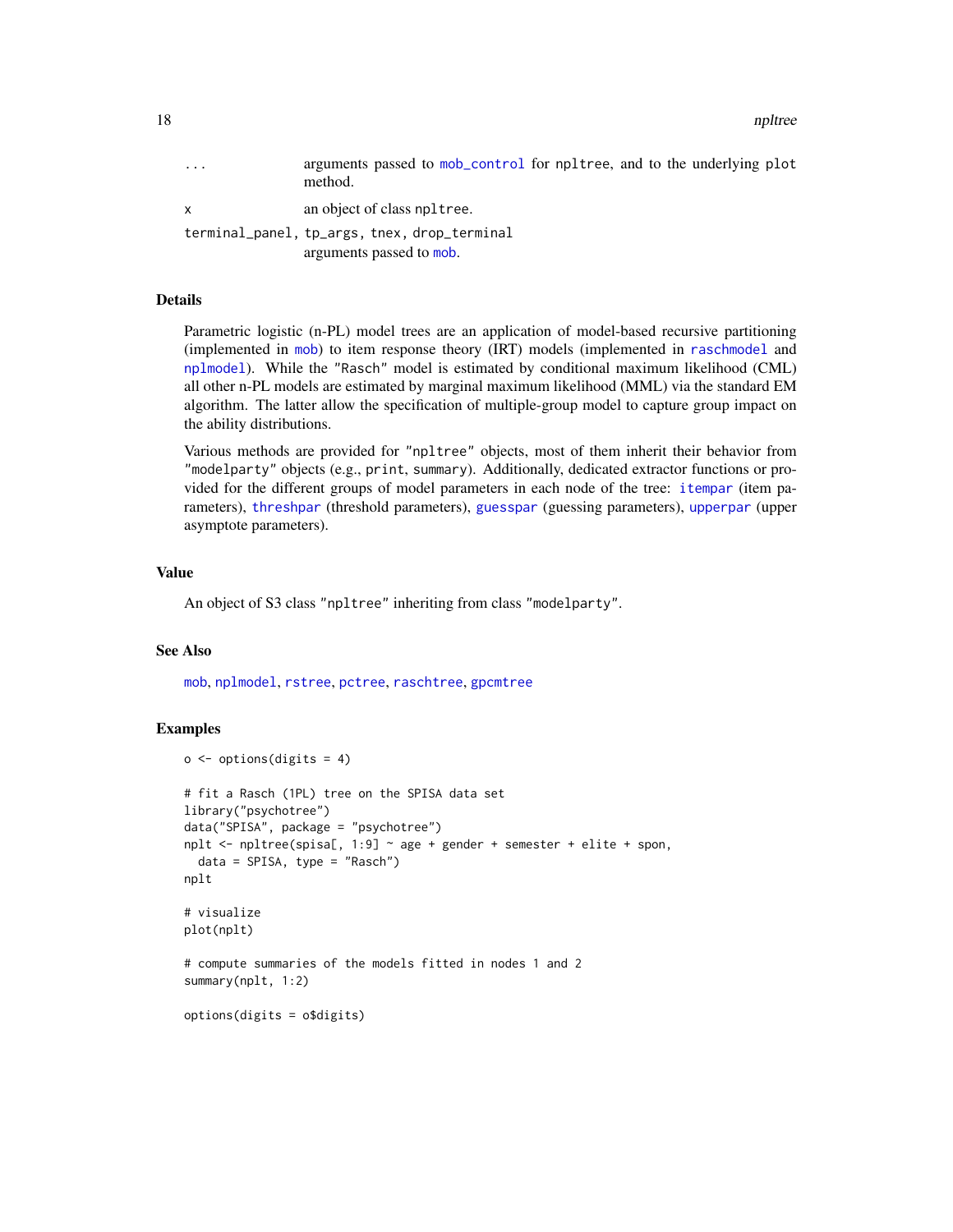| | |
|---|---|
| ... | arguments passed to mob_control for npltree, and to the underlying plot method. |
| x | an object of class npltree. |
| terminal_panel, tp_args, tnex, drop_terminal | arguments passed to mob. |

## Details

Parametric logistic (n-PL) model trees are an application of model-based recursive partitioning (implemented in mob) to item response theory (IRT) models (implemented in raschmodel and nplmodel). While the "Rasch" model is estimated by conditional maximum likelihood (CML) all other n-PL models are estimated by marginal maximum likelihood (MML) via the standard EM algorithm. The latter allow the specification of multiple-group model to capture group impact on the ability distributions.

Various methods are provided for "npltree" objects, most of them inherit their behavior from "modelparty" objects (e.g., print, summary). Additionally, dedicated extractor functions or provided for the different groups of model parameters in each node of the tree: itempar (item parameters), threshpar (threshold parameters), guesspar (guessing parameters), upperpar (upper asymptote parameters).

## Value

An object of S3 class "npltree" inheriting from class "modelparty".

## See Also

mob, nplmodel, rstree, pctree, raschtree, gpcmtree

## Examples

```
o <- options(digits = 4)

# fit a Rasch (1PL) tree on the SPISA data set
library("psychotree")
data("SPISA", package = "psychotree")
nplt <- npltree(spisa[, 1:9] ~ age + gender + semester + elite + spon,
  data = SPISA, type = "Rasch")
nplt

# visualize
plot(nplt)

# compute summaries of the models fitted in nodes 1 and 2
summary(nplt, 1:2)

options(digits = o$digits)
```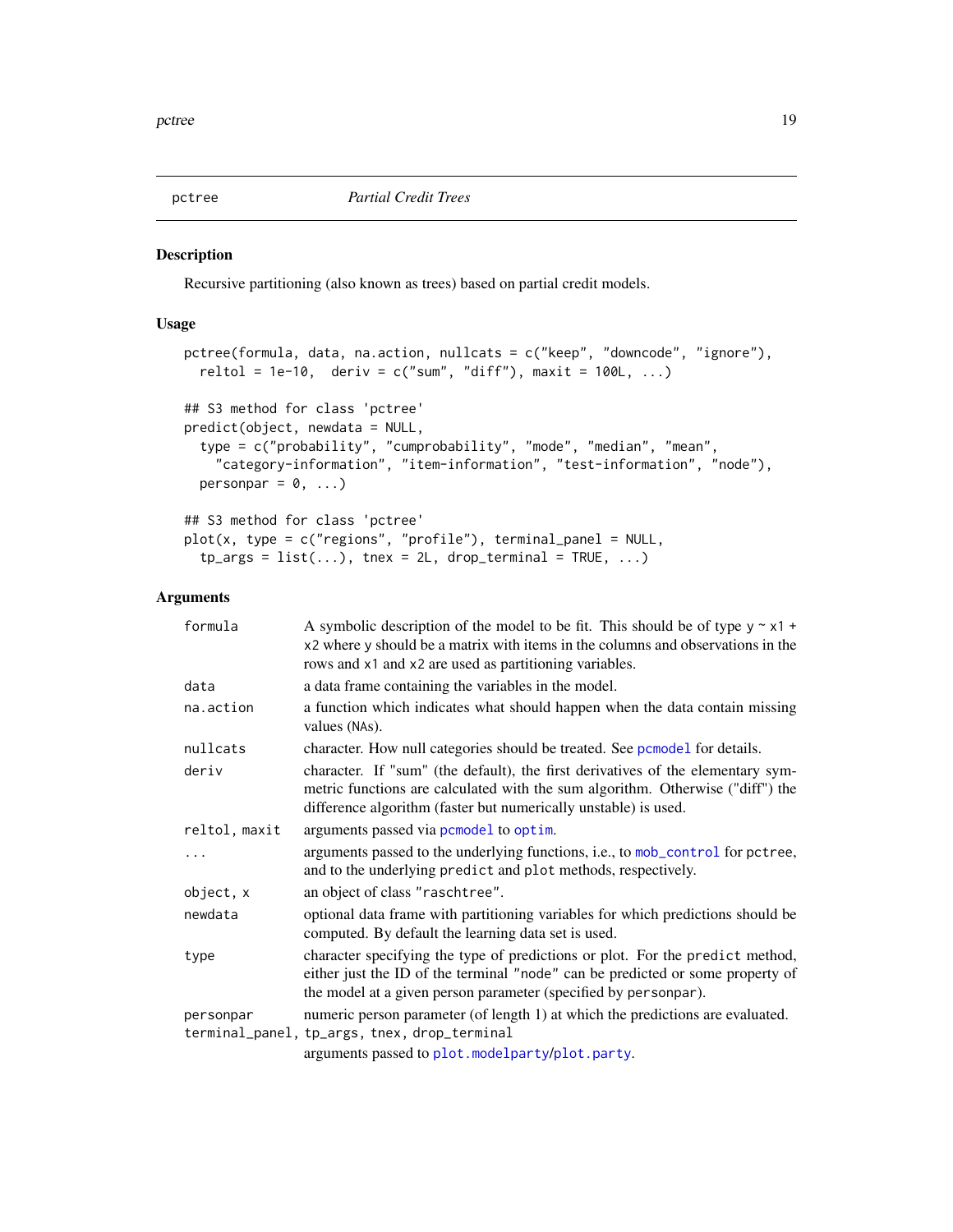pctree *Partial Credit Trees*

## Description

Recursive partitioning (also known as trees) based on partial credit models.

## Usage

```
pctree(formula, data, na.action, nullcats = c("keep", "downcode", "ignore"),
  reltol = 1e-10,  deriv = c("sum", "diff"), maxit = 100L, ...)

## S3 method for class 'pctree'
predict(object, newdata = NULL,
  type = c("probability", "cumprobability", "mode", "median", "mean",
    "category-information", "item-information", "test-information", "node"),
  personpar = 0, ...)

## S3 method for class 'pctree'
plot(x, type = c("regions", "profile"), terminal_panel = NULL,
  tp_args = list(...), tnex = 2L, drop_terminal = TRUE, ...)
```

## Arguments

| | |
|---|---|
| `formula` | A symbolic description of the model to be fit. This should be of type `y ~ x1 + x2` where `y` should be a matrix with items in the columns and observations in the rows and `x1` and `x2` are used as partitioning variables. |
| `data` | a data frame containing the variables in the model. |
| `na.action` | a function which indicates what should happen when the data contain missing values (`NA`s). |
| `nullcats` | character. How null categories should be treated. See `pcmodel` for details. |
| `deriv` | character. If "sum" (the default), the first derivatives of the elementary symmetric functions are calculated with the sum algorithm. Otherwise ("diff") the difference algorithm (faster but numerically unstable) is used. |
| `reltol, maxit` | arguments passed via `pcmodel` to `optim`. |
| `...` | arguments passed to the underlying functions, i.e., to `mob_control` for `pctree`, and to the underlying `predict` and `plot` methods, respectively. |
| `object, x` | an object of class `"raschtree"`. |
| `newdata` | optional data frame with partitioning variables for which predictions should be computed. By default the learning data set is used. |
| `type` | character specifying the type of predictions or plot. For the `predict` method, either just the ID of the terminal `"node"` can be predicted or some property of the model at a given person parameter (specified by `personpar`). |
| `personpar` | numeric person parameter (of length 1) at which the predictions are evaluated. |
| `terminal_panel, tp_args, tnex, drop_terminal` | arguments passed to `plot.modelparty`/`plot.party`. |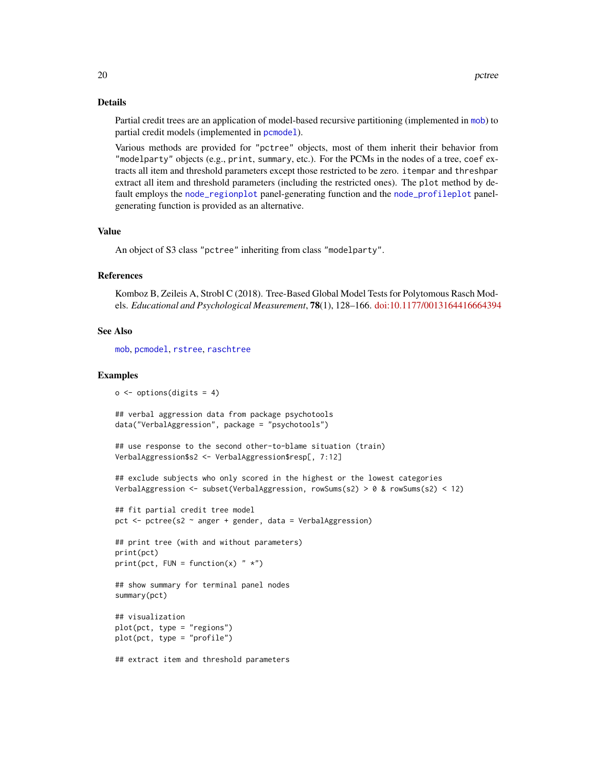## Details

Partial credit trees are an application of model-based recursive partitioning (implemented in mob) to partial credit models (implemented in pcmodel).

Various methods are provided for "pctree" objects, most of them inherit their behavior from "modelparty" objects (e.g., print, summary, etc.). For the PCMs in the nodes of a tree, coef extracts all item and threshold parameters except those restricted to be zero. itempar and threshpar extract all item and threshold parameters (including the restricted ones). The plot method by default employs the node_regionplot panel-generating function and the node_profileplot panel-generating function is provided as an alternative.

## Value

An object of S3 class "pctree" inheriting from class "modelparty".

## References

Komboz B, Zeileis A, Strobl C (2018). Tree-Based Global Model Tests for Polytomous Rasch Models. *Educational and Psychological Measurement*, **78**(1), 128–166. doi:10.1177/0013164416664394

## See Also

mob, pcmodel, rstree, raschtree

## Examples

```
o <- options(digits = 4)

## verbal aggression data from package psychotools
data("VerbalAggression", package = "psychotools")

## use response to the second other-to-blame situation (train)
VerbalAggression$s2 <- VerbalAggression$resp[, 7:12]

## exclude subjects who only scored in the highest or the lowest categories
VerbalAggression <- subset(VerbalAggression, rowSums(s2) > 0 & rowSums(s2) < 12)

## fit partial credit tree model
pct <- pctree(s2 ~ anger + gender, data = VerbalAggression)

## print tree (with and without parameters)
print(pct)
print(pct, FUN = function(x) " *")

## show summary for terminal panel nodes
summary(pct)

## visualization
plot(pct, type = "regions")
plot(pct, type = "profile")

## extract item and threshold parameters
```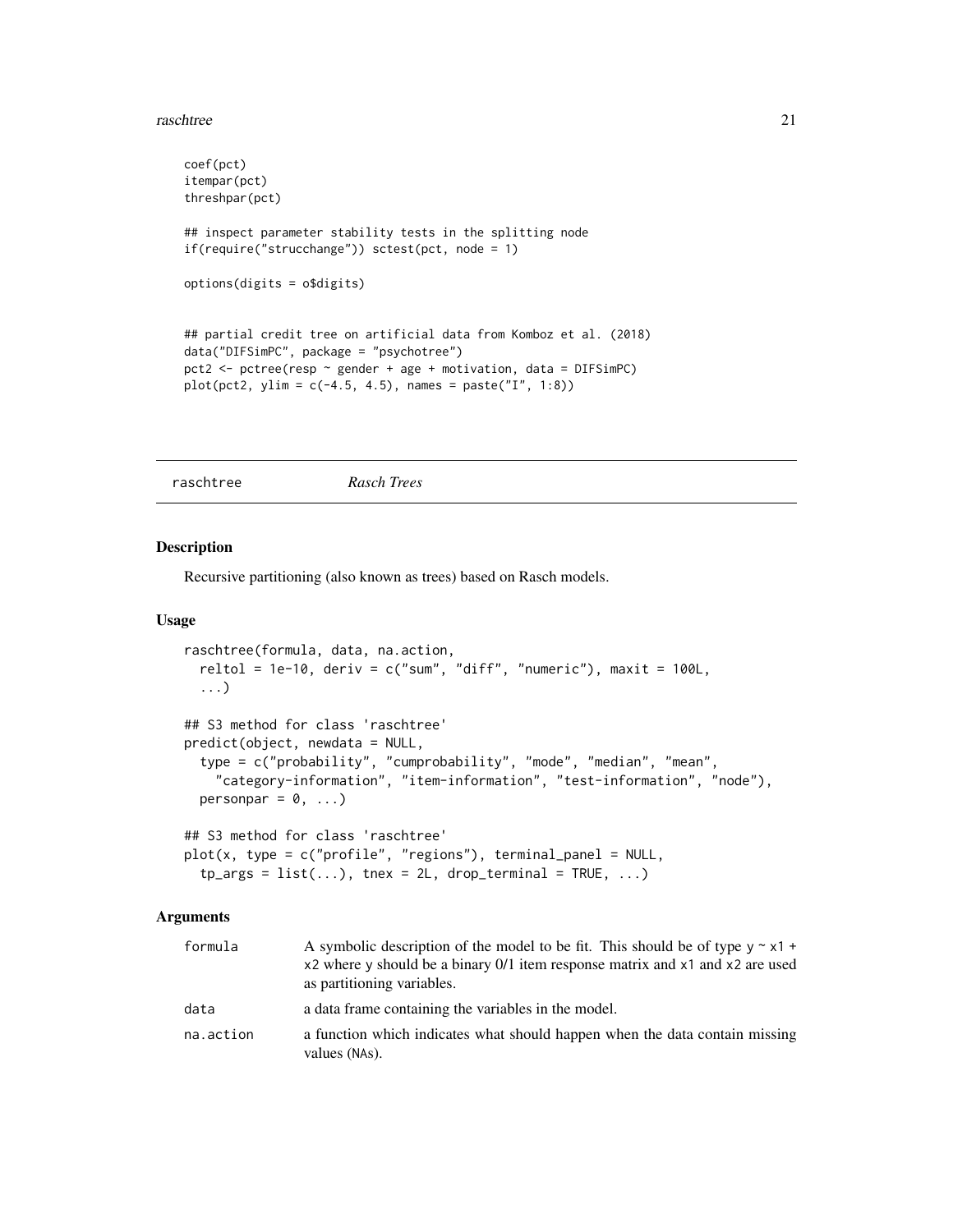```
coef(pct)
itempar(pct)
threshpar(pct)

## inspect parameter stability tests in the splitting node
if(require("strucchange")) sctest(pct, node = 1)

options(digits = o$digits)


## partial credit tree on artificial data from Komboz et al. (2018)
data("DIFSimPC", package = "psychotree")
pct2 <- pctree(resp ~ gender + age + motivation, data = DIFSimPC)
plot(pct2, ylim = c(-4.5, 4.5), names = paste("I", 1:8))
```

---

## raschtree *Rasch Trees*

---

### Description

Recursive partitioning (also known as trees) based on Rasch models.

### Usage

```
raschtree(formula, data, na.action,
  reltol = 1e-10, deriv = c("sum", "diff", "numeric"), maxit = 100L,
  ...)

## S3 method for class 'raschtree'
predict(object, newdata = NULL,
  type = c("probability", "cumprobability", "mode", "median", "mean",
    "category-information", "item-information", "test-information", "node"),
  personpar = 0, ...)

## S3 method for class 'raschtree'
plot(x, type = c("profile", "regions"), terminal_panel = NULL,
  tp_args = list(...), tnex = 2L, drop_terminal = TRUE, ...)
```

### Arguments

| | |
|---|---|
| `formula` | A symbolic description of the model to be fit. This should be of type `y ~ x1 + x2` where `y` should be a binary 0/1 item response matrix and `x1` and `x2` are used as partitioning variables. |
| `data` | a data frame containing the variables in the model. |
| `na.action` | a function which indicates what should happen when the data contain missing values (`NA`s). |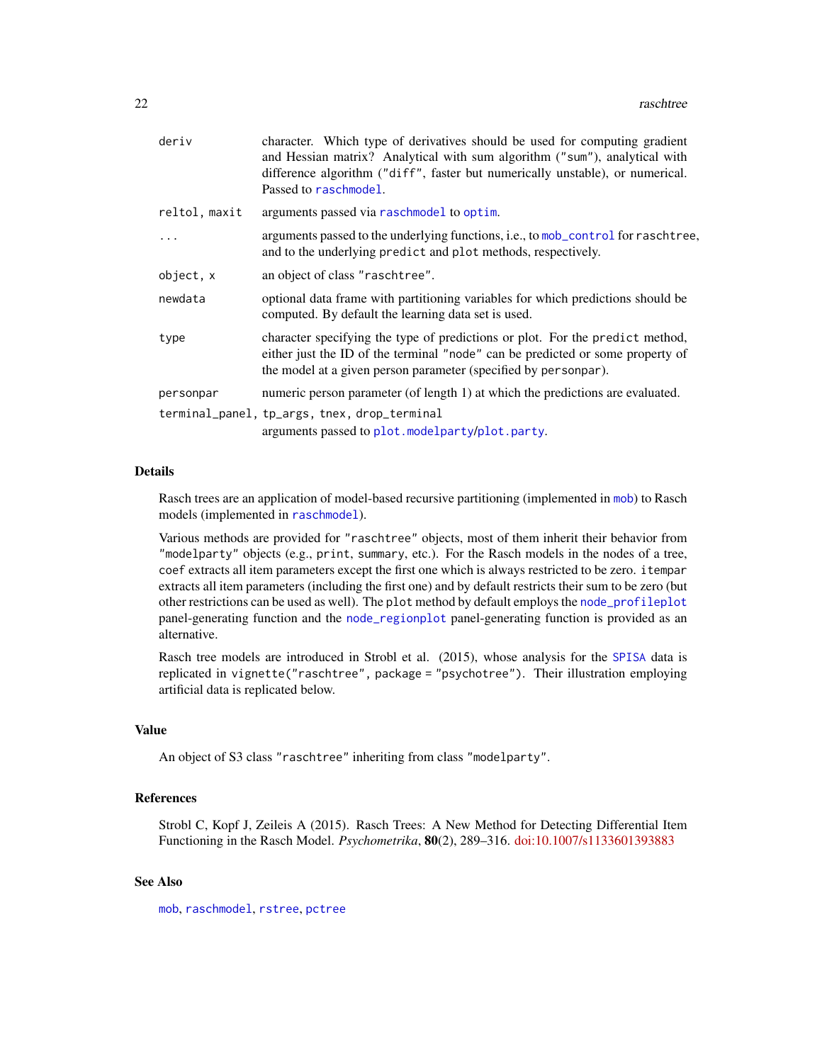| | |
|---|---|
| `deriv` | character. Which type of derivatives should be used for computing gradient and Hessian matrix? Analytical with sum algorithm (`"sum"`), analytical with difference algorithm (`"diff"`, faster but numerically unstable), or numerical. Passed to `raschmodel`. |
| `reltol, maxit` | arguments passed via `raschmodel` to `optim`. |
| `...` | arguments passed to the underlying functions, i.e., to `mob_control` for `raschtree`, and to the underlying `predict` and `plot` methods, respectively. |
| `object, x` | an object of class `"raschtree"`. |
| `newdata` | optional data frame with partitioning variables for which predictions should be computed. By default the learning data set is used. |
| `type` | character specifying the type of predictions or plot. For the `predict` method, either just the ID of the terminal `"node"` can be predicted or some property of the model at a given person parameter (specified by `personpar`). |
| `personpar` | numeric person parameter (of length 1) at which the predictions are evaluated. |
| `terminal_panel, tp_args, tnex, drop_terminal` | arguments passed to `plot.modelparty`/`plot.party`. |

## Details

Rasch trees are an application of model-based recursive partitioning (implemented in `mob`) to Rasch models (implemented in `raschmodel`).

Various methods are provided for `"raschtree"` objects, most of them inherit their behavior from `"modelparty"` objects (e.g., `print`, `summary`, etc.). For the Rasch models in the nodes of a tree, `coef` extracts all item parameters except the first one which is always restricted to be zero. `itempar` extracts all item parameters (including the first one) and by default restricts their sum to be zero (but other restrictions can be used as well). The `plot` method by default employs the `node_profileplot` panel-generating function and the `node_regionplot` panel-generating function is provided as an alternative.

Rasch tree models are introduced in Strobl et al. (2015), whose analysis for the `SPISA` data is replicated in `vignette("raschtree", package = "psychotree")`. Their illustration employing artificial data is replicated below.

## Value

An object of S3 class `"raschtree"` inheriting from class `"modelparty"`.

## References

Strobl C, Kopf J, Zeileis A (2015). Rasch Trees: A New Method for Detecting Differential Item Functioning in the Rasch Model. *Psychometrika*, **80**(2), 289–316. doi:10.1007/s1133601393883

## See Also

`mob`, `raschmodel`, `rstree`, `pctree`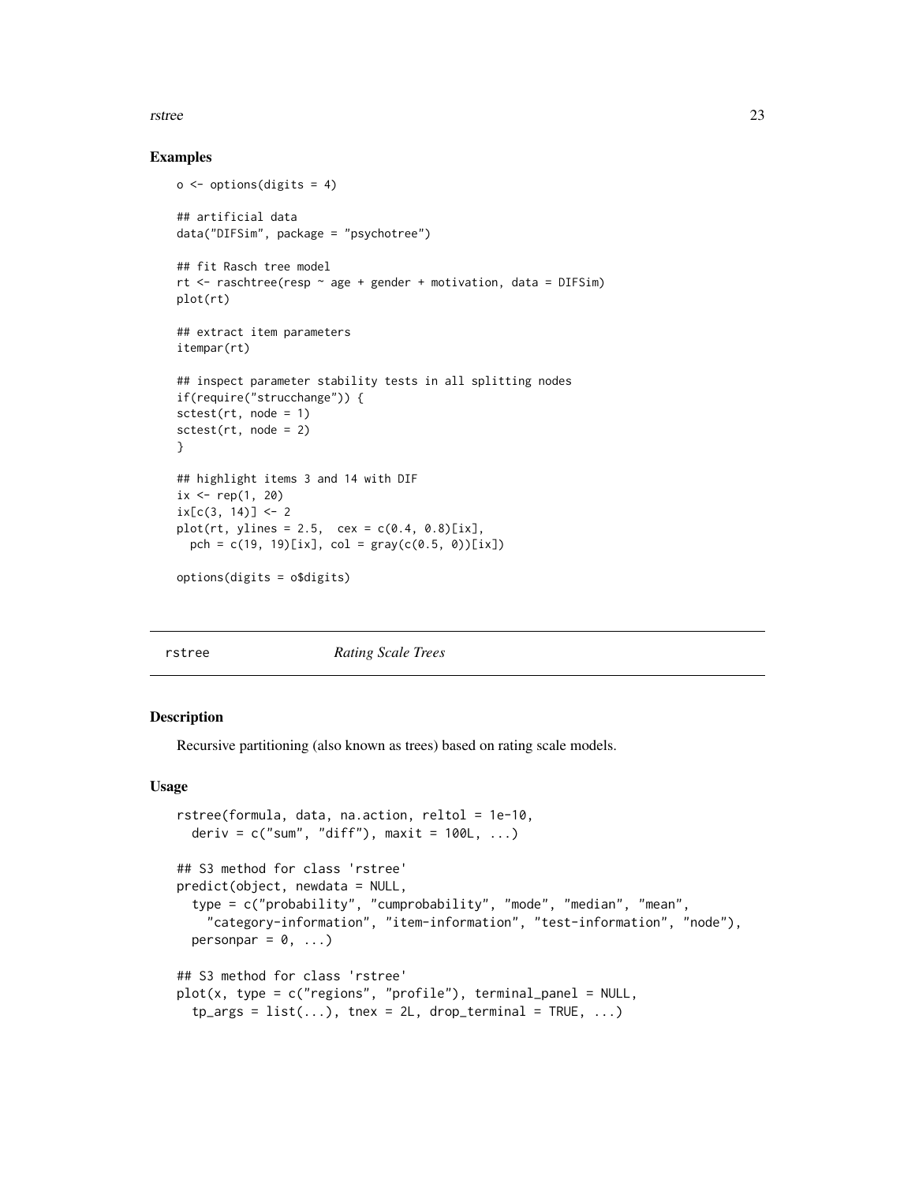## Examples

```
o <- options(digits = 4)

## artificial data
data("DIFSim", package = "psychotree")

## fit Rasch tree model
rt <- raschtree(resp ~ age + gender + motivation, data = DIFSim)
plot(rt)

## extract item parameters
itempar(rt)

## inspect parameter stability tests in all splitting nodes
if(require("strucchange")) {
sctest(rt, node = 1)
sctest(rt, node = 2)
}

## highlight items 3 and 14 with DIF
ix <- rep(1, 20)
ix[c(3, 14)] <- 2
plot(rt, ylines = 2.5,  cex = c(0.4, 0.8)[ix],
  pch = c(19, 19)[ix], col = gray(c(0.5, 0))[ix])

options(digits = o$digits)
```

---

# rstree *Rating Scale Trees*

---

## Description

Recursive partitioning (also known as trees) based on rating scale models.

## Usage

```
rstree(formula, data, na.action, reltol = 1e-10,
  deriv = c("sum", "diff"), maxit = 100L, ...)

## S3 method for class 'rstree'
predict(object, newdata = NULL,
  type = c("probability", "cumprobability", "mode", "median", "mean",
    "category-information", "item-information", "test-information", "node"),
  personpar = 0, ...)

## S3 method for class 'rstree'
plot(x, type = c("regions", "profile"), terminal_panel = NULL,
  tp_args = list(...), tnex = 2L, drop_terminal = TRUE, ...)
```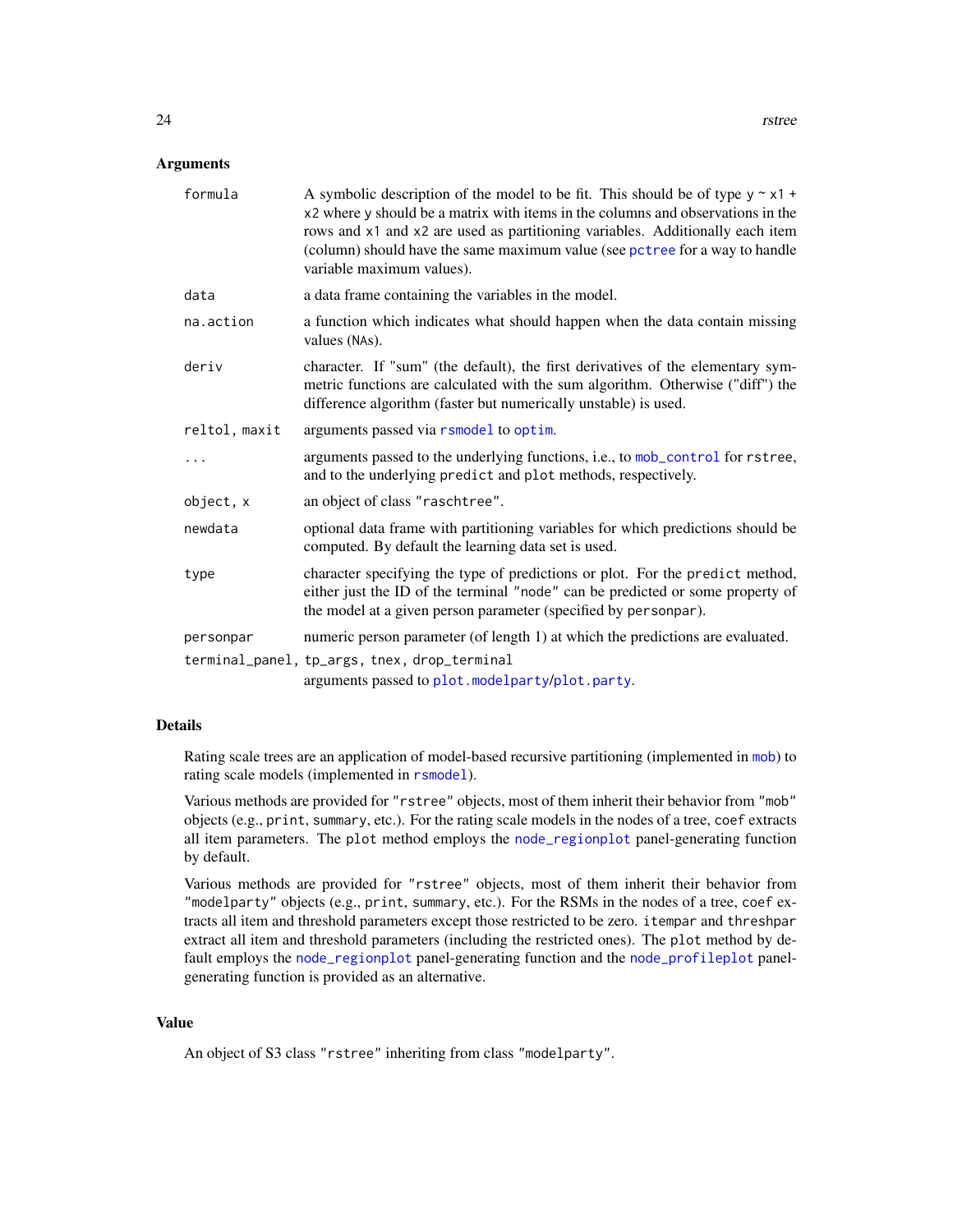### Arguments

| Argument | Description |
| --- | --- |
| `formula` | A symbolic description of the model to be fit. This should be of type `y ~ x1 + x2` where `y` should be a matrix with items in the columns and observations in the rows and `x1` and `x2` are used as partitioning variables. Additionally each item (column) should have the same maximum value (see `pctree` for a way to handle variable maximum values). |
| `data` | a data frame containing the variables in the model. |
| `na.action` | a function which indicates what should happen when the data contain missing values (`NA`s). |
| `deriv` | character. If "sum" (the default), the first derivatives of the elementary symmetric functions are calculated with the sum algorithm. Otherwise ("diff") the difference algorithm (faster but numerically unstable) is used. |
| `reltol, maxit` | arguments passed via `rsmodel` to `optim`. |
| `...` | arguments passed to the underlying functions, i.e., to `mob_control` for `rstree`, and to the underlying `predict` and `plot` methods, respectively. |
| `object, x` | an object of class `"raschtree"`. |
| `newdata` | optional data frame with partitioning variables for which predictions should be computed. By default the learning data set is used. |
| `type` | character specifying the type of predictions or plot. For the `predict` method, either just the ID of the terminal `"node"` can be predicted or some property of the model at a given person parameter (specified by `personpar`). |
| `personpar` | numeric person parameter (of length 1) at which the predictions are evaluated. |
| `terminal_panel, tp_args, tnex, drop_terminal` | arguments passed to `plot.modelparty`/`plot.party`. |

### Details

Rating scale trees are an application of model-based recursive partitioning (implemented in `mob`) to rating scale models (implemented in `rsmodel`).

Various methods are provided for `"rstree"` objects, most of them inherit their behavior from `"mob"` objects (e.g., `print`, `summary`, etc.). For the rating scale models in the nodes of a tree, `coef` extracts all item parameters. The `plot` method employs the `node_regionplot` panel-generating function by default.

Various methods are provided for `"rstree"` objects, most of them inherit their behavior from `"modelparty"` objects (e.g., `print`, `summary`, etc.). For the RSMs in the nodes of a tree, `coef` extracts all item and threshold parameters except those restricted to be zero. `itempar` and `threshpar` extract all item and threshold parameters (including the restricted ones). The `plot` method by default employs the `node_regionplot` panel-generating function and the `node_profileplot` panel-generating function is provided as an alternative.

### Value

An object of S3 class `"rstree"` inheriting from class `"modelparty"`.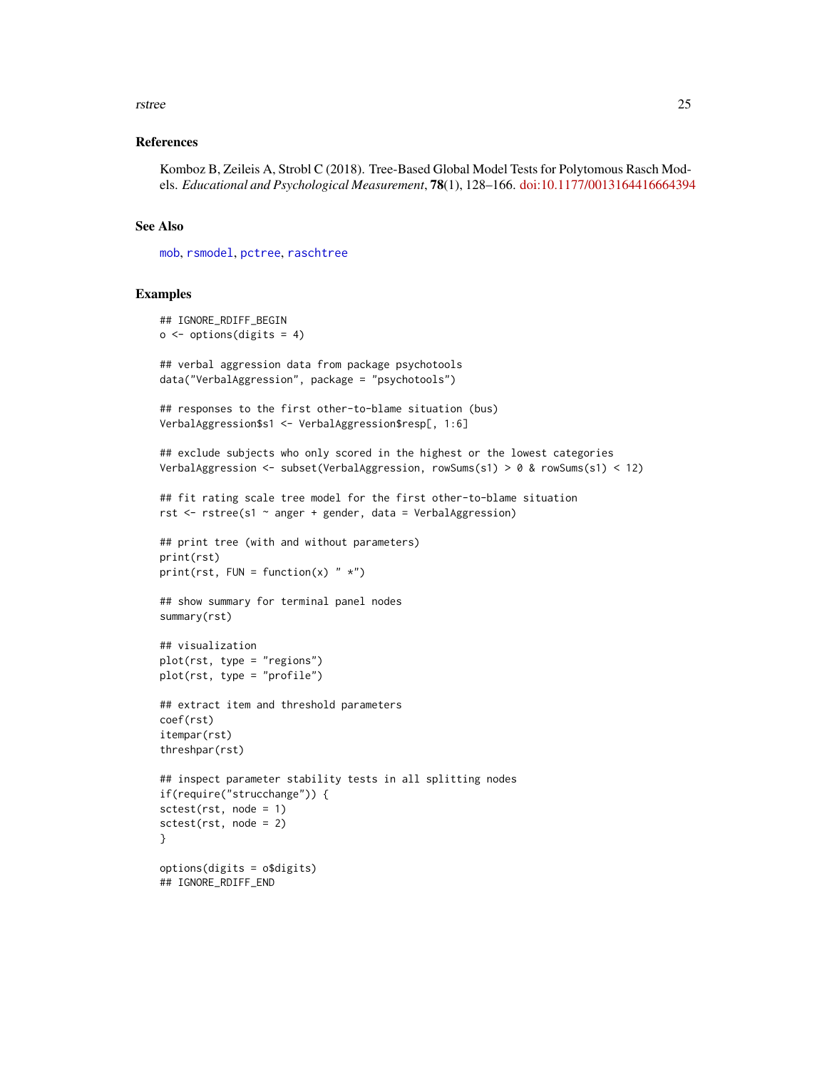## References

Komboz B, Zeileis A, Strobl C (2018). Tree-Based Global Model Tests for Polytomous Rasch Models. *Educational and Psychological Measurement*, **78**(1), 128–166. doi:10.1177/0013164416664394

## See Also

mob, rsmodel, pctree, raschtree

## Examples

```
## IGNORE_RDIFF_BEGIN
o <- options(digits = 4)

## verbal aggression data from package psychotools
data("VerbalAggression", package = "psychotools")

## responses to the first other-to-blame situation (bus)
VerbalAggression$s1 <- VerbalAggression$resp[, 1:6]

## exclude subjects who only scored in the highest or the lowest categories
VerbalAggression <- subset(VerbalAggression, rowSums(s1) > 0 & rowSums(s1) < 12)

## fit rating scale tree model for the first other-to-blame situation
rst <- rstree(s1 ~ anger + gender, data = VerbalAggression)

## print tree (with and without parameters)
print(rst)
print(rst, FUN = function(x) " *")

## show summary for terminal panel nodes
summary(rst)

## visualization
plot(rst, type = "regions")
plot(rst, type = "profile")

## extract item and threshold parameters
coef(rst)
itempar(rst)
threshpar(rst)

## inspect parameter stability tests in all splitting nodes
if(require("strucchange")) {
sctest(rst, node = 1)
sctest(rst, node = 2)
}

options(digits = o$digits)
## IGNORE_RDIFF_END
```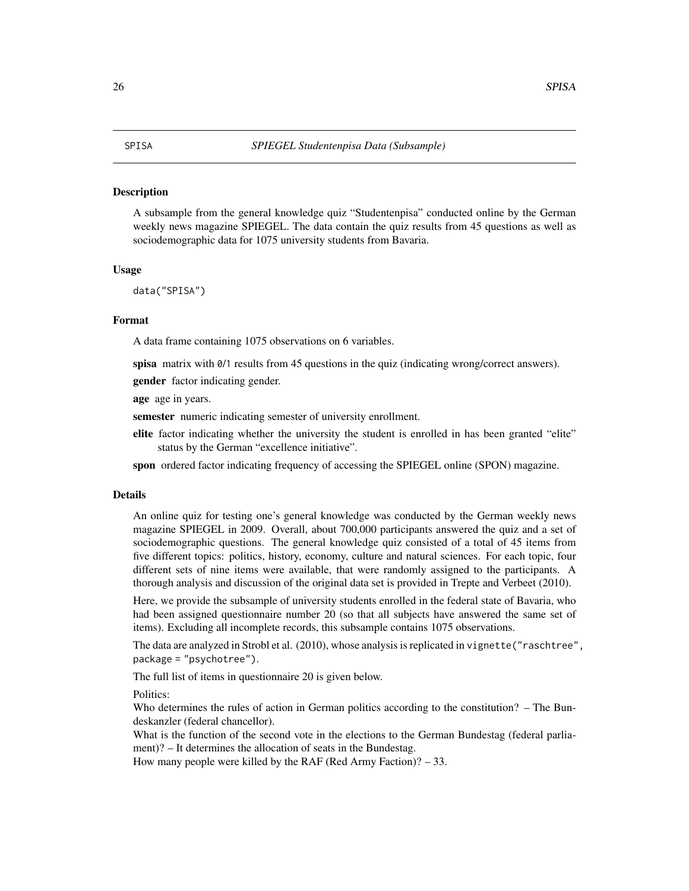## SPISA — *SPIEGEL Studentenpisa Data (Subsample)*

### Description

A subsample from the general knowledge quiz "Studentenpisa" conducted online by the German weekly news magazine SPIEGEL. The data contain the quiz results from 45 questions as well as sociodemographic data for 1075 university students from Bavaria.

### Usage

```
data("SPISA")
```

### Format

A data frame containing 1075 observations on 6 variables.

**spisa** matrix with `0`/`1` results from 45 questions in the quiz (indicating wrong/correct answers).

**gender** factor indicating gender.

**age** age in years.

**semester** numeric indicating semester of university enrollment.

**elite** factor indicating whether the university the student is enrolled in has been granted "elite" status by the German "excellence initiative".

**spon** ordered factor indicating frequency of accessing the SPIEGEL online (SPON) magazine.

### Details

An online quiz for testing one's general knowledge was conducted by the German weekly news magazine SPIEGEL in 2009. Overall, about 700,000 participants answered the quiz and a set of sociodemographic questions. The general knowledge quiz consisted of a total of 45 items from five different topics: politics, history, economy, culture and natural sciences. For each topic, four different sets of nine items were available, that were randomly assigned to the participants. A thorough analysis and discussion of the original data set is provided in Trepte and Verbeet (2010).

Here, we provide the subsample of university students enrolled in the federal state of Bavaria, who had been assigned questionnaire number 20 (so that all subjects have answered the same set of items). Excluding all incomplete records, this subsample contains 1075 observations.

The data are analyzed in Strobl et al. (2010), whose analysis is replicated in `vignette("raschtree", package = "psychotree")`.

The full list of items in questionnaire 20 is given below.

Politics:
Who determines the rules of action in German politics according to the constitution? – The Bundeskanzler (federal chancellor).
What is the function of the second vote in the elections to the German Bundestag (federal parliament)? – It determines the allocation of seats in the Bundestag.
How many people were killed by the RAF (Red Army Faction)? – 33.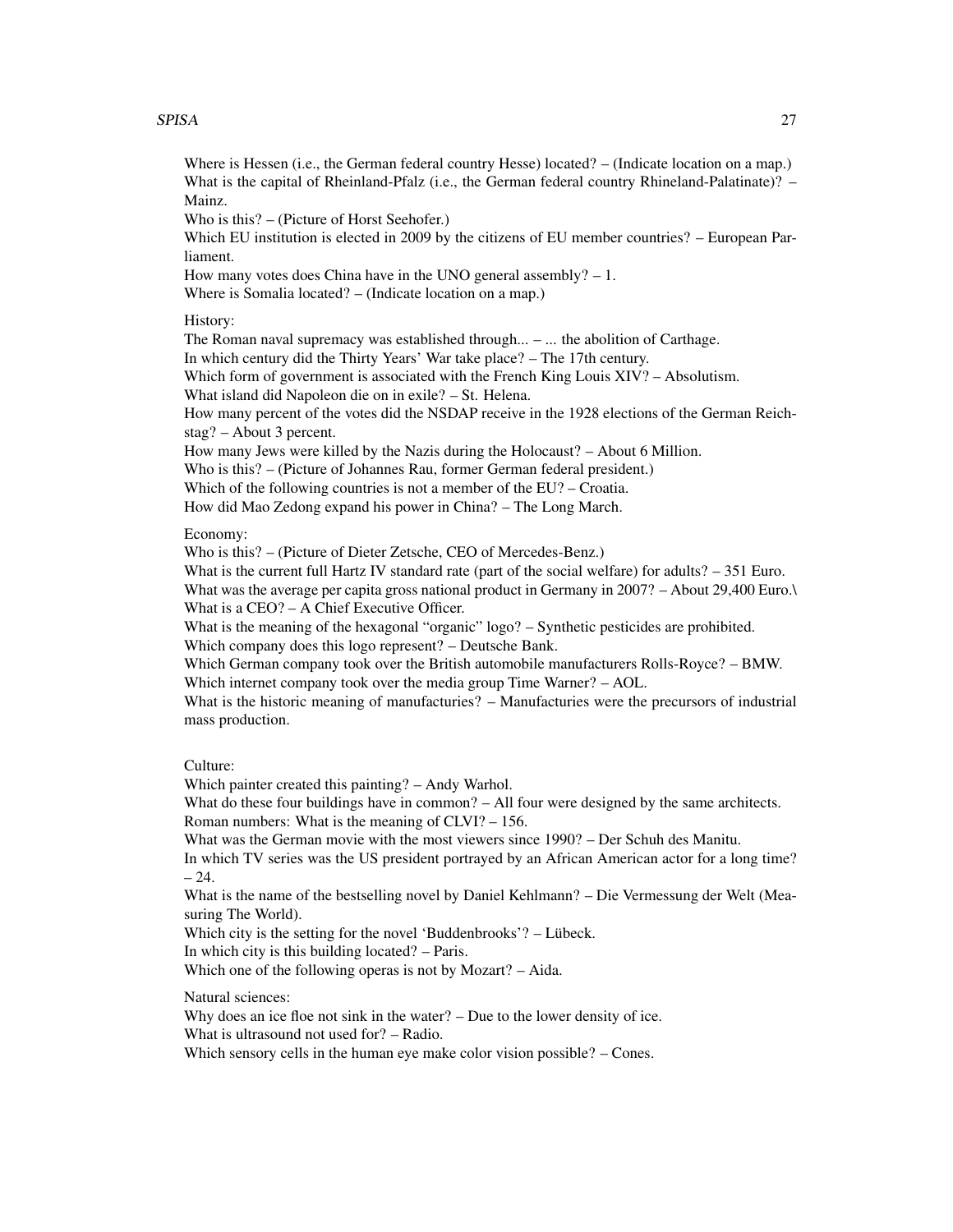Where is Hessen (i.e., the German federal country Hesse) located? – (Indicate location on a map.)
What is the capital of Rheinland-Pfalz (i.e., the German federal country Rhineland-Palatinate)? – Mainz.
Who is this? – (Picture of Horst Seehofer.)
Which EU institution is elected in 2009 by the citizens of EU member countries? – European Parliament.
How many votes does China have in the UNO general assembly? – 1.
Where is Somalia located? – (Indicate location on a map.)

History:
The Roman naval supremacy was established through... – ... the abolition of Carthage.
In which century did the Thirty Years' War take place? – The 17th century.
Which form of government is associated with the French King Louis XIV? – Absolutism.
What island did Napoleon die on in exile? – St. Helena.
How many percent of the votes did the NSDAP receive in the 1928 elections of the German Reichstag? – About 3 percent.
How many Jews were killed by the Nazis during the Holocaust? – About 6 Million.
Who is this? – (Picture of Johannes Rau, former German federal president.)
Which of the following countries is not a member of the EU? – Croatia.
How did Mao Zedong expand his power in China? – The Long March.

Economy:
Who is this? – (Picture of Dieter Zetsche, CEO of Mercedes-Benz.)
What is the current full Hartz IV standard rate (part of the social welfare) for adults? – 351 Euro.
What was the average per capita gross national product in Germany in 2007? – About 29,400 Euro.\
What is a CEO? – A Chief Executive Officer.
What is the meaning of the hexagonal "organic" logo? – Synthetic pesticides are prohibited.
Which company does this logo represent? – Deutsche Bank.
Which German company took over the British automobile manufacturers Rolls-Royce? – BMW.
Which internet company took over the media group Time Warner? – AOL.
What is the historic meaning of manufacturies? – Manufacturies were the precursors of industrial mass production.

Culture:
Which painter created this painting? – Andy Warhol.
What do these four buildings have in common? – All four were designed by the same architects.
Roman numbers: What is the meaning of CLVI? – 156.
What was the German movie with the most viewers since 1990? – Der Schuh des Manitu.
In which TV series was the US president portrayed by an African American actor for a long time? – 24.
What is the name of the bestselling novel by Daniel Kehlmann? – Die Vermessung der Welt (Measuring The World).
Which city is the setting for the novel 'Buddenbrooks'? – Lübeck.
In which city is this building located? – Paris.
Which one of the following operas is not by Mozart? – Aida.

Natural sciences:
Why does an ice floe not sink in the water? – Due to the lower density of ice.
What is ultrasound not used for? – Radio.
Which sensory cells in the human eye make color vision possible? – Cones.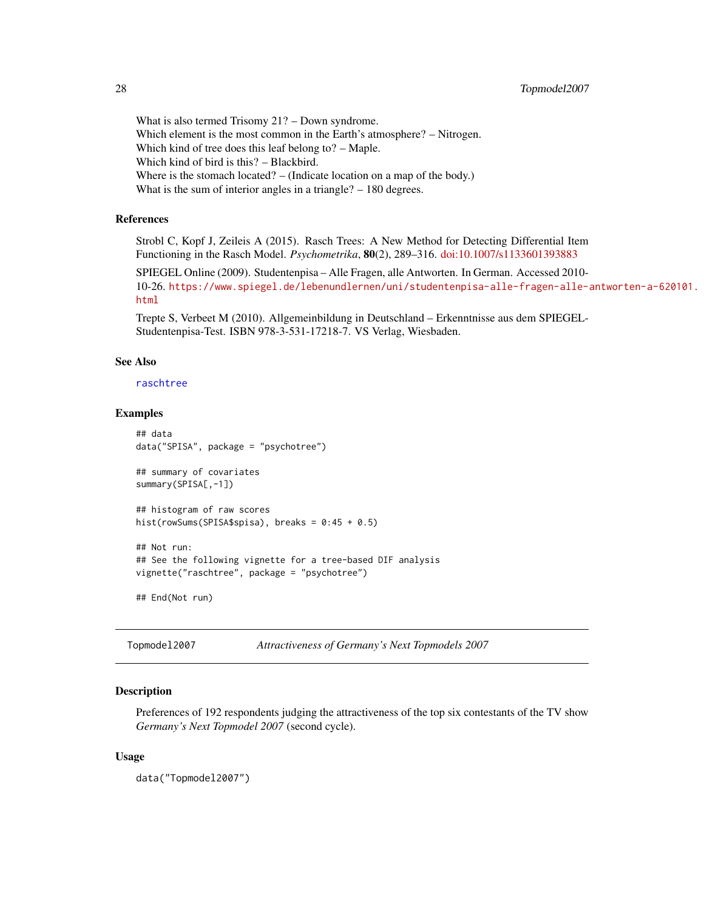What is also termed Trisomy 21? – Down syndrome.
Which element is the most common in the Earth's atmosphere? – Nitrogen.
Which kind of tree does this leaf belong to? – Maple.
Which kind of bird is this? – Blackbird.
Where is the stomach located? – (Indicate location on a map of the body.)
What is the sum of interior angles in a triangle? – 180 degrees.

### References

Strobl C, Kopf J, Zeileis A (2015). Rasch Trees: A New Method for Detecting Differential Item Functioning in the Rasch Model. *Psychometrika*, **80**(2), 289–316. doi:10.1007/s1133601393883

SPIEGEL Online (2009). Studentenpisa – Alle Fragen, alle Antworten. In German. Accessed 2010-10-26. https://www.spiegel.de/lebenundlernen/uni/studentenpisa-alle-fragen-alle-antworten-a-620101.html

Trepte S, Verbeet M (2010). Allgemeinbildung in Deutschland – Erkenntnisse aus dem SPIEGEL-Studentenpisa-Test. ISBN 978-3-531-17218-7. VS Verlag, Wiesbaden.

### See Also

raschtree

### Examples

```
## data
data("SPISA", package = "psychotree")

## summary of covariates
summary(SPISA[,-1])

## histogram of raw scores
hist(rowSums(SPISA$spisa), breaks = 0:45 + 0.5)

## Not run:
## See the following vignette for a tree-based DIF analysis
vignette("raschtree", package = "psychotree")

## End(Not run)
```

---

## Topmodel2007 — *Attractiveness of Germany's Next Topmodels 2007*

---

### Description

Preferences of 192 respondents judging the attractiveness of the top six contestants of the TV show *Germany's Next Topmodel 2007* (second cycle).

### Usage

```
data("Topmodel2007")
```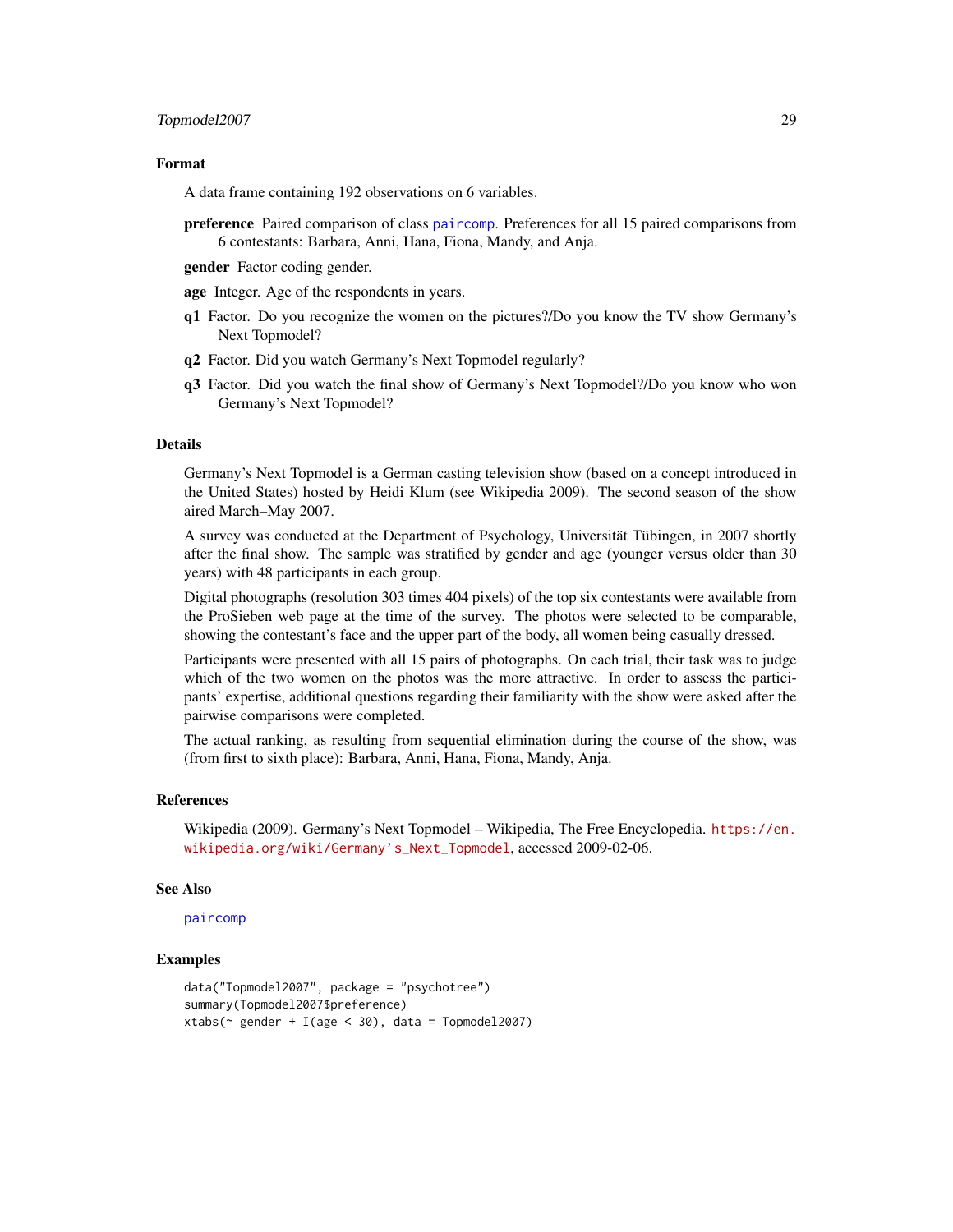### Format

A data frame containing 192 observations on 6 variables.

**preference** Paired comparison of class paircomp. Preferences for all 15 paired comparisons from 6 contestants: Barbara, Anni, Hana, Fiona, Mandy, and Anja.

**gender** Factor coding gender.

**age** Integer. Age of the respondents in years.

**q1** Factor. Do you recognize the women on the pictures?/Do you know the TV show Germany's Next Topmodel?

**q2** Factor. Did you watch Germany's Next Topmodel regularly?

**q3** Factor. Did you watch the final show of Germany's Next Topmodel?/Do you know who won Germany's Next Topmodel?

### Details

Germany's Next Topmodel is a German casting television show (based on a concept introduced in the United States) hosted by Heidi Klum (see Wikipedia 2009). The second season of the show aired March–May 2007.

A survey was conducted at the Department of Psychology, Universität Tübingen, in 2007 shortly after the final show. The sample was stratified by gender and age (younger versus older than 30 years) with 48 participants in each group.

Digital photographs (resolution 303 times 404 pixels) of the top six contestants were available from the ProSieben web page at the time of the survey. The photos were selected to be comparable, showing the contestant's face and the upper part of the body, all women being casually dressed.

Participants were presented with all 15 pairs of photographs. On each trial, their task was to judge which of the two women on the photos was the more attractive. In order to assess the participants' expertise, additional questions regarding their familiarity with the show were asked after the pairwise comparisons were completed.

The actual ranking, as resulting from sequential elimination during the course of the show, was (from first to sixth place): Barbara, Anni, Hana, Fiona, Mandy, Anja.

### References

Wikipedia (2009). Germany's Next Topmodel – Wikipedia, The Free Encyclopedia. https://en.wikipedia.org/wiki/Germany's_Next_Topmodel, accessed 2009-02-06.

### See Also

paircomp

### Examples

```
data("Topmodel2007", package = "psychotree")
summary(Topmodel2007$preference)
xtabs(~ gender + I(age < 30), data = Topmodel2007)
```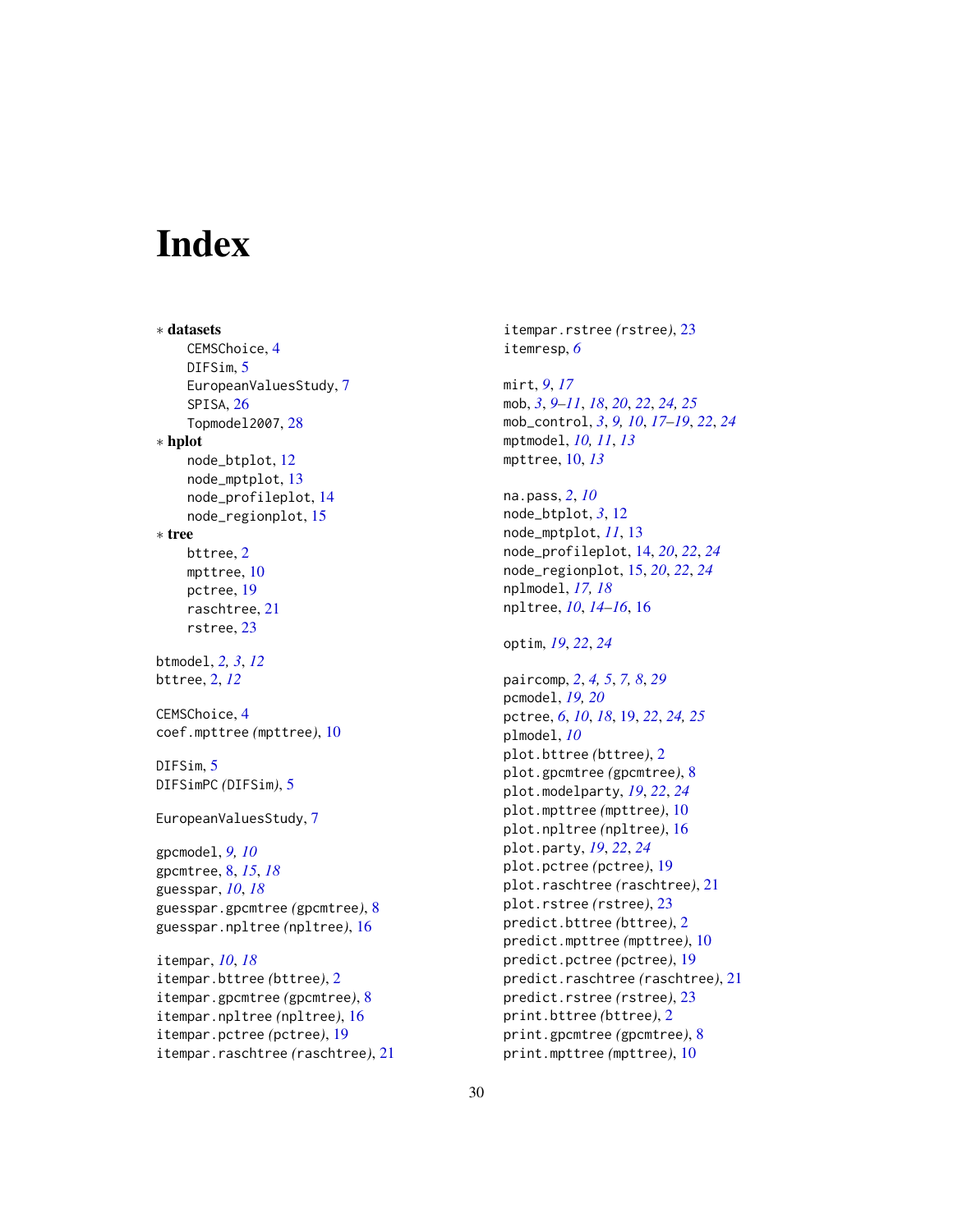# Index

∗ **datasets**
  CEMSChoice, 4
  DIFSim, 5
  EuropeanValuesStudy, 7
  SPISA, 26
  Topmodel2007, 28

∗ **hplot**
  node_btplot, 12
  node_mptplot, 13
  node_profileplot, 14
  node_regionplot, 15

∗ **tree**
  bttree, 2
  mpttree, 10
  pctree, 19
  raschtree, 21
  rstree, 23

btmodel, *2, 3*, *12*
bttree, 2, *12*

CEMSChoice, 4
coef.mpttree *(*mpttree*)*, 10

DIFSim, 5
DIFSimPC *(*DIFSim*)*, 5

EuropeanValuesStudy, 7

gpcmodel, *9, 10*
gpcmtree, 8, *15*, *18*
guesspar, *10*, *18*
guesspar.gpcmtree *(*gpcmtree*)*, 8
guesspar.npltree *(*npltree*)*, 16

itempar, *10*, *18*
itempar.bttree *(*bttree*)*, 2
itempar.gpcmtree *(*gpcmtree*)*, 8
itempar.npltree *(*npltree*)*, 16
itempar.pctree *(*pctree*)*, 19
itempar.raschtree *(*raschtree*)*, 21
itempar.rstree *(*rstree*)*, 23
itemresp, *6*

mirt, *9*, *17*
mob, *3*, *9–11*, *18*, *20*, *22*, *24, 25*
mob_control, *3*, *9, 10*, *17–19*, *22*, *24*
mptmodel, *10, 11*, *13*
mpttree, 10, *13*

na.pass, *2*, *10*
node_btplot, *3*, 12
node_mptplot, *11*, 13
node_profileplot, 14, *20*, *22*, *24*
node_regionplot, 15, *20*, *22*, *24*
nplmodel, *17, 18*
npltree, *10*, *14–16*, 16

optim, *19*, *22*, *24*

paircomp, *2*, *4, 5*, *7, 8*, *29*
pcmodel, *19, 20*
pctree, *6*, *10*, *18*, 19, *22*, *24, 25*
plmodel, *10*
plot.bttree *(*bttree*)*, 2
plot.gpcmtree *(*gpcmtree*)*, 8
plot.modelparty, *19*, *22*, *24*
plot.mpttree *(*mpttree*)*, 10
plot.npltree *(*npltree*)*, 16
plot.party, *19*, *22*, *24*
plot.pctree *(*pctree*)*, 19
plot.raschtree *(*raschtree*)*, 21
plot.rstree *(*rstree*)*, 23
predict.bttree *(*bttree*)*, 2
predict.mpttree *(*mpttree*)*, 10
predict.pctree *(*pctree*)*, 19
predict.raschtree *(*raschtree*)*, 21
predict.rstree *(*rstree*)*, 23
print.bttree *(*bttree*)*, 2
print.gpcmtree *(*gpcmtree*)*, 8
print.mpttree *(*mpttree*)*, 10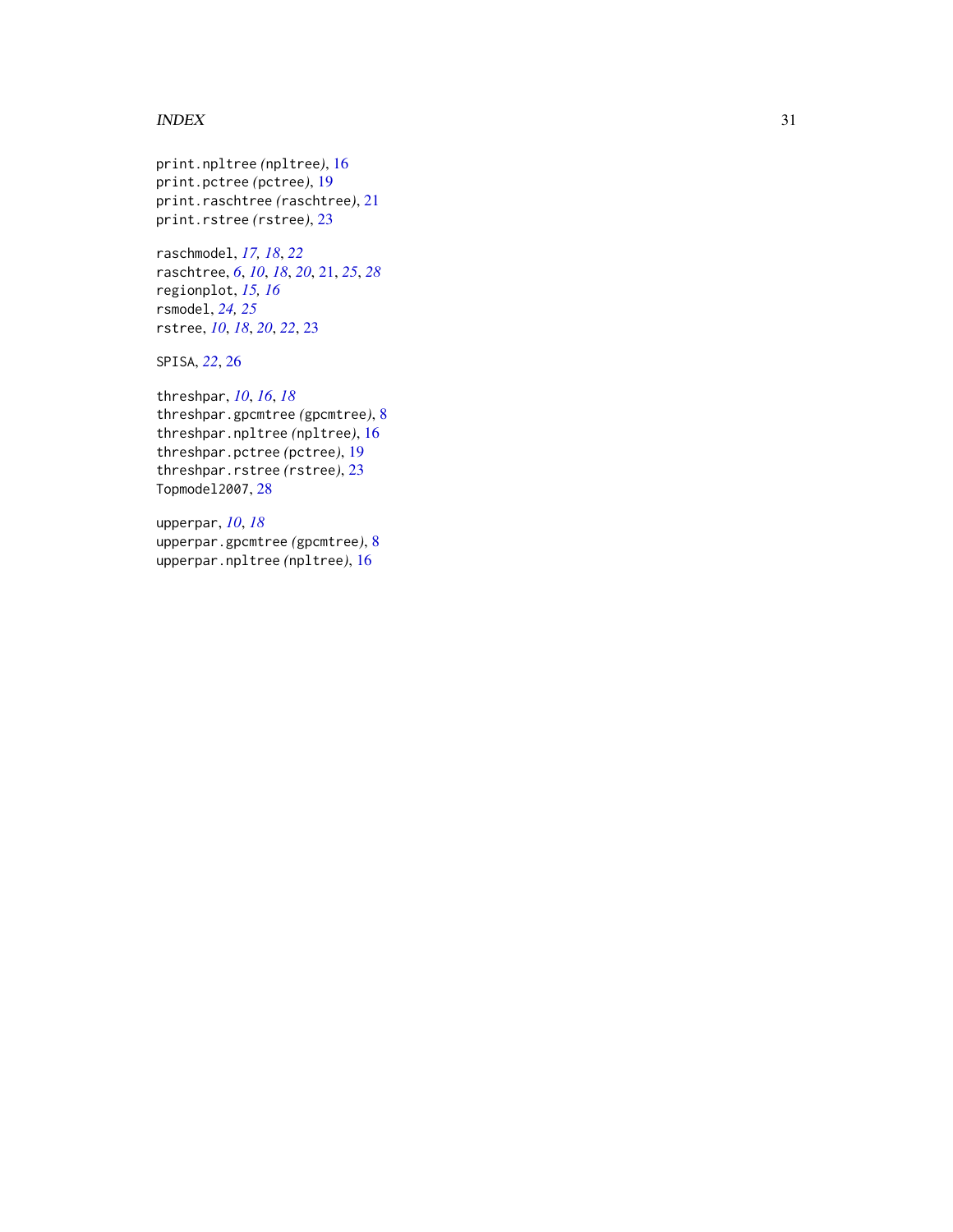print.npltree *(*npltree*)*, 16
print.pctree *(*pctree*)*, 19
print.raschtree *(*raschtree*)*, 21
print.rstree *(*rstree*)*, 23

raschmodel, *17, 18*, *22*
raschtree, *6*, *10*, *18*, *20*, 21, *25*, *28*
regionplot, *15, 16*
rsmodel, *24, 25*
rstree, *10*, *18*, *20*, *22*, 23

SPISA, *22*, 26

threshpar, *10*, *16*, *18*
threshpar.gpcmtree *(*gpcmtree*)*, 8
threshpar.npltree *(*npltree*)*, 16
threshpar.pctree *(*pctree*)*, 19
threshpar.rstree *(*rstree*)*, 23
Topmodel2007, 28

upperpar, *10*, *18*
upperpar.gpcmtree *(*gpcmtree*)*, 8
upperpar.npltree *(*npltree*)*, 16